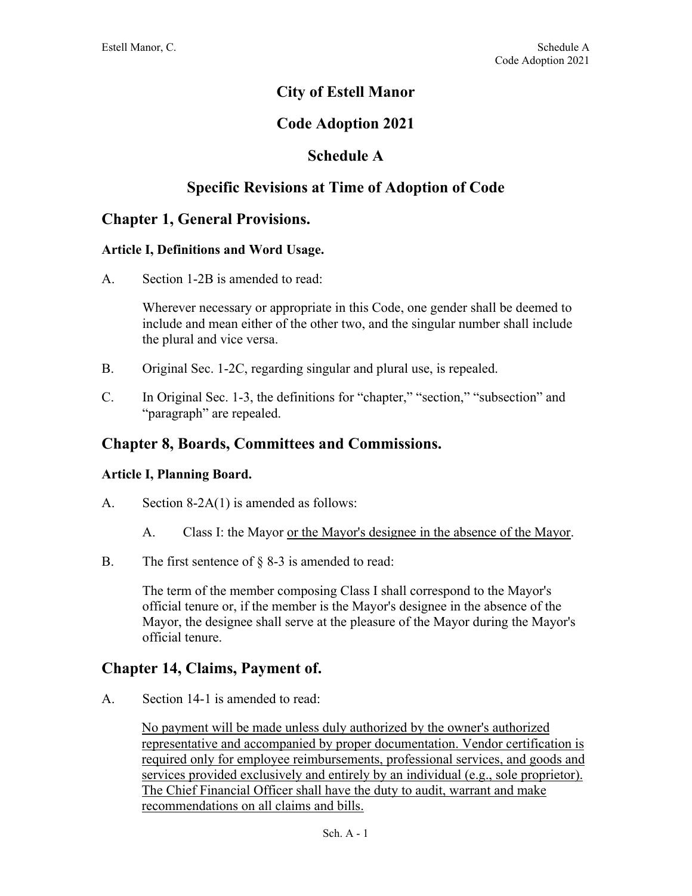# City of Estell Manor

# Code Adoption 2021

# Schedule A

# Specific Revisions at Time of Adoption of Code

## Chapter 1, General Provisions.

### Article I, Definitions and Word Usage.

A. Section 1-2B is amended to read:

Wherever necessary or appropriate in this Code, one gender shall be deemed to include and mean either of the other two, and the singular number shall include the plural and vice versa.

B. Original Sec. 1-2C, regarding singular and plural use, is repealed.

C. In Original Sec. 1-3, the definitions for "chapter," "section," "subsection" and "paragraph" are repealed.

## Chapter 8, Boards, Committees and Commissions.

### Article I, Planning Board.

A. Section 8-2A(1) is amended as follows:

A. Class I: the Mayor <u>or the Mayor's designee in the absence of the Mayor</u>.

B. The first sentence of § 8-3 is amended to read:

The term of the member composing Class I shall correspond to the Mayor's official tenure or, if the member is the Mayor's designee in the absence of the Mayor, the designee shall serve at the pleasure of the Mayor during the Mayor's official tenure.

## Chapter 14, Claims, Payment of.

A. Section 14-1 is amended to read:

<u>No payment will be made unless duly authorized by the owner's authorized representative and accompanied by proper documentation. Vendor certification is required only for employee reimbursements, professional services, and goods and services provided exclusively and entirely by an individual (e.g., sole proprietor). The Chief Financial Officer shall have the duty to audit, warrant and make recommendations on all claims and bills.</u>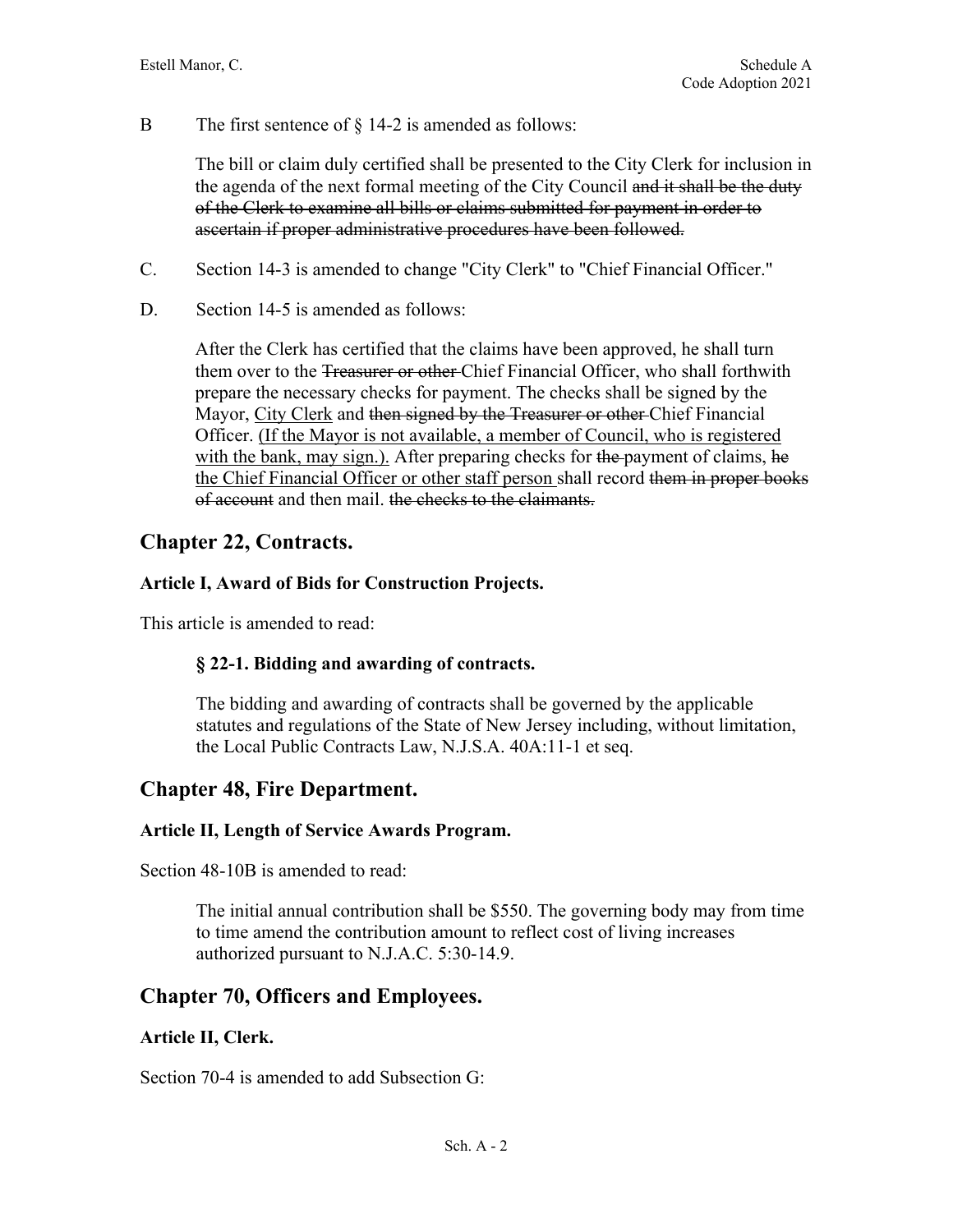B The first sentence of § 14-2 is amended as follows:

> The bill or claim duly certified shall be presented to the City Clerk for inclusion in the agenda of the next formal meeting of the City Council ~~and it shall be the duty of the Clerk to examine all bills or claims submitted for payment in order to ascertain if proper administrative procedures have been followed.~~

C. Section 14-3 is amended to change "City Clerk" to "Chief Financial Officer."

D. Section 14-5 is amended as follows:

> After the Clerk has certified that the claims have been approved, he shall turn them over to the ~~Treasurer or other~~ Chief Financial Officer, who shall forthwith prepare the necessary checks for payment. The checks shall be signed by the Mayor, <u>City Clerk</u> and ~~then signed by the Treasurer or other~~ Chief Financial Officer. <u>(If the Mayor is not available, a member of Council, who is registered with the bank, may sign.).</u> After preparing checks for ~~the~~ payment of claims, ~~he~~ <u>the Chief Financial Officer or other staff person</u> shall record ~~them in proper books of account~~ and then mail. ~~the checks to the claimants.~~

## Chapter 22, Contracts.

### Article I, Award of Bids for Construction Projects.

This article is amended to read:

> **§ 22-1. Bidding and awarding of contracts.**
>
> The bidding and awarding of contracts shall be governed by the applicable statutes and regulations of the State of New Jersey including, without limitation, the Local Public Contracts Law, N.J.S.A. 40A:11-1 et seq.

## Chapter 48, Fire Department.

### Article II, Length of Service Awards Program.

Section 48-10B is amended to read:

> The initial annual contribution shall be $550. The governing body may from time to time amend the contribution amount to reflect cost of living increases authorized pursuant to N.J.A.C. 5:30-14.9.

## Chapter 70, Officers and Employees.

### Article II, Clerk.

Section 70-4 is amended to add Subsection G: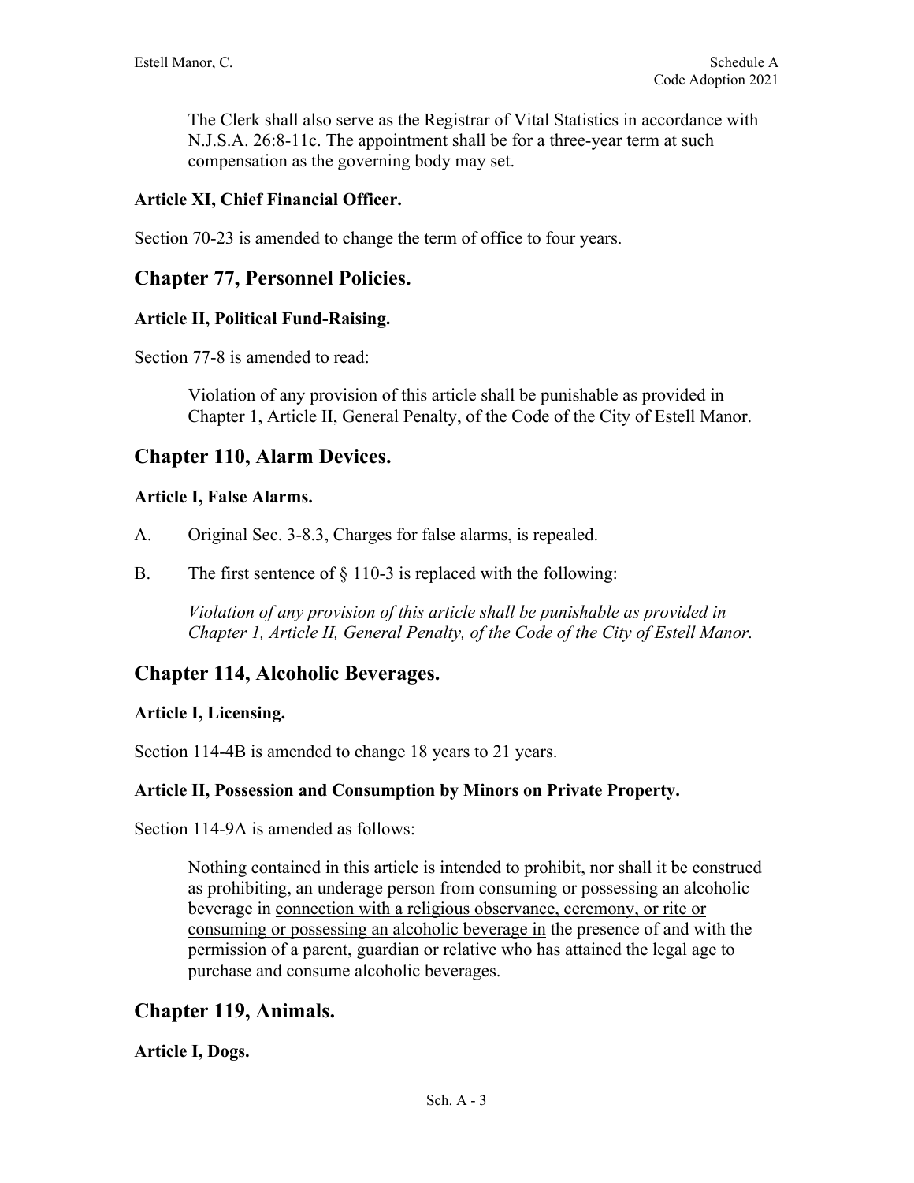The Clerk shall also serve as the Registrar of Vital Statistics in accordance with N.J.S.A. 26:8-11c. The appointment shall be for a three-year term at such compensation as the governing body may set.

**Article XI, Chief Financial Officer.**

Section 70-23 is amended to change the term of office to four years.

## Chapter 77, Personnel Policies.

**Article II, Political Fund-Raising.**

Section 77-8 is amended to read:

> Violation of any provision of this article shall be punishable as provided in Chapter 1, Article II, General Penalty, of the Code of the City of Estell Manor.

## Chapter 110, Alarm Devices.

**Article I, False Alarms.**

A. Original Sec. 3-8.3, Charges for false alarms, is repealed.

B. The first sentence of § 110-3 is replaced with the following:

> *Violation of any provision of this article shall be punishable as provided in Chapter 1, Article II, General Penalty, of the Code of the City of Estell Manor.*

## Chapter 114, Alcoholic Beverages.

**Article I, Licensing.**

Section 114-4B is amended to change 18 years to 21 years.

**Article II, Possession and Consumption by Minors on Private Property.**

Section 114-9A is amended as follows:

> Nothing contained in this article is intended to prohibit, nor shall it be construed as prohibiting, an underage person from consuming or possessing an alcoholic beverage in <u>connection with a religious observance, ceremony, or rite or consuming or possessing an alcoholic beverage in</u> the presence of and with the permission of a parent, guardian or relative who has attained the legal age to purchase and consume alcoholic beverages.

## Chapter 119, Animals.

**Article I, Dogs.**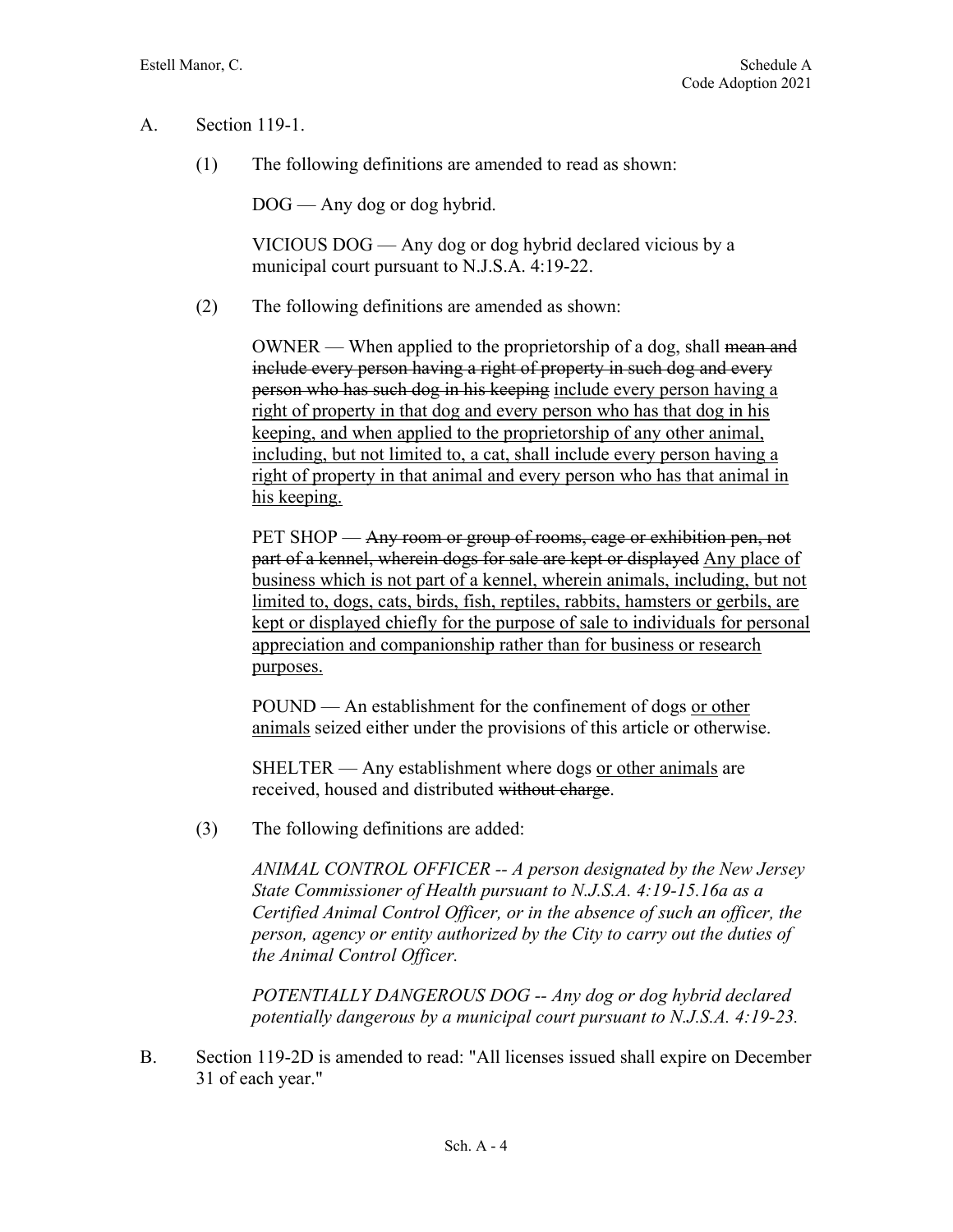A. Section 119-1.

(1) The following definitions are amended to read as shown:

DOG — Any dog or dog hybrid.

VICIOUS DOG — Any dog or dog hybrid declared vicious by a municipal court pursuant to N.J.S.A. 4:19-22.

(2) The following definitions are amended as shown:

OWNER — When applied to the proprietorship of a dog, shall ~~mean and include every person having a right of property in such dog and every person who has such dog in his keeping~~ <u>include every person having a right of property in that dog and every person who has that dog in his keeping, and when applied to the proprietorship of any other animal, including, but not limited to, a cat, shall include every person having a right of property in that animal and every person who has that animal in his keeping.</u>

PET SHOP — ~~Any room or group of rooms, cage or exhibition pen, not part of a kennel, wherein dogs for sale are kept or displayed~~ <u>Any place of business which is not part of a kennel, wherein animals, including, but not limited to, dogs, cats, birds, fish, reptiles, rabbits, hamsters or gerbils, are kept or displayed chiefly for the purpose of sale to individuals for personal appreciation and companionship rather than for business or research purposes.</u>

POUND — An establishment for the confinement of dogs <u>or other animals</u> seized either under the provisions of this article or otherwise.

SHELTER — Any establishment where dogs <u>or other animals</u> are received, housed and distributed ~~without charge~~.

(3) The following definitions are added:

*ANIMAL CONTROL OFFICER -- A person designated by the New Jersey State Commissioner of Health pursuant to N.J.S.A. 4:19-15.16a as a Certified Animal Control Officer, or in the absence of such an officer, the person, agency or entity authorized by the City to carry out the duties of the Animal Control Officer.*

*POTENTIALLY DANGEROUS DOG -- Any dog or dog hybrid declared potentially dangerous by a municipal court pursuant to N.J.S.A. 4:19-23.*

B. Section 119-2D is amended to read: "All licenses issued shall expire on December 31 of each year."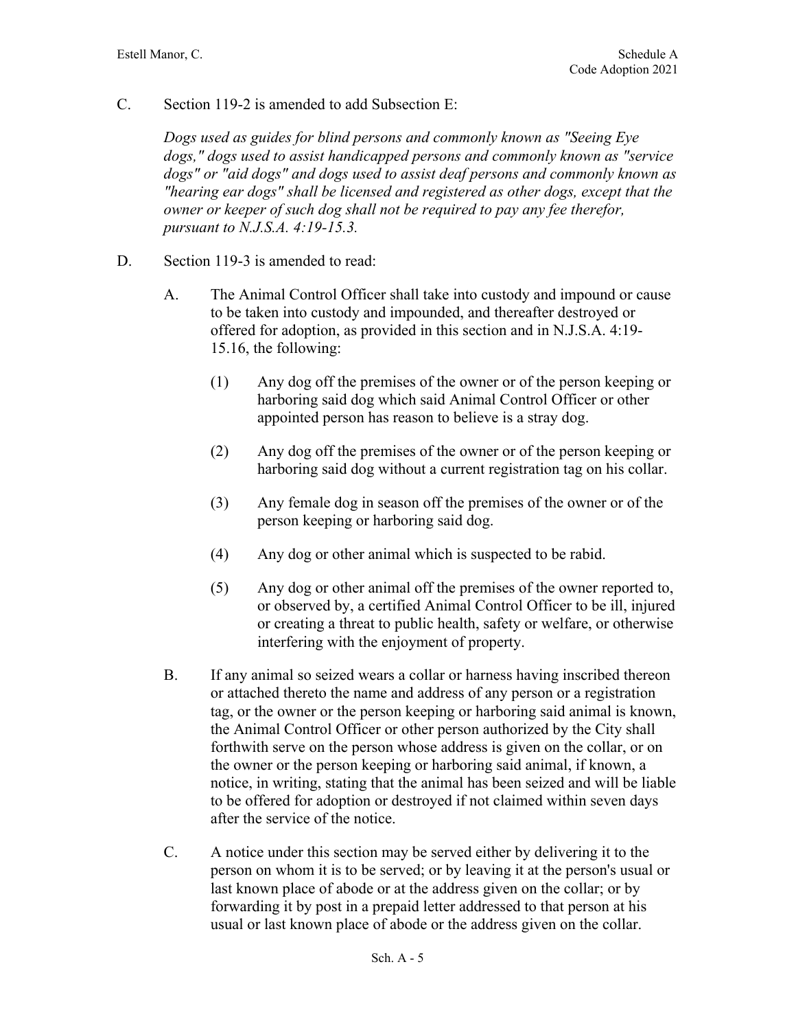C. Section 119-2 is amended to add Subsection E:

*Dogs used as guides for blind persons and commonly known as "Seeing Eye dogs," dogs used to assist handicapped persons and commonly known as "service dogs" or "aid dogs" and dogs used to assist deaf persons and commonly known as "hearing ear dogs" shall be licensed and registered as other dogs, except that the owner or keeper of such dog shall not be required to pay any fee therefor, pursuant to N.J.S.A. 4:19-15.3.*

D. Section 119-3 is amended to read:

A. The Animal Control Officer shall take into custody and impound or cause to be taken into custody and impounded, and thereafter destroyed or offered for adoption, as provided in this section and in N.J.S.A. 4:19-15.16, the following:

(1) Any dog off the premises of the owner or of the person keeping or harboring said dog which said Animal Control Officer or other appointed person has reason to believe is a stray dog.

(2) Any dog off the premises of the owner or of the person keeping or harboring said dog without a current registration tag on his collar.

(3) Any female dog in season off the premises of the owner or of the person keeping or harboring said dog.

(4) Any dog or other animal which is suspected to be rabid.

(5) Any dog or other animal off the premises of the owner reported to, or observed by, a certified Animal Control Officer to be ill, injured or creating a threat to public health, safety or welfare, or otherwise interfering with the enjoyment of property.

B. If any animal so seized wears a collar or harness having inscribed thereon or attached thereto the name and address of any person or a registration tag, or the owner or the person keeping or harboring said animal is known, the Animal Control Officer or other person authorized by the City shall forthwith serve on the person whose address is given on the collar, or on the owner or the person keeping or harboring said animal, if known, a notice, in writing, stating that the animal has been seized and will be liable to be offered for adoption or destroyed if not claimed within seven days after the service of the notice.

C. A notice under this section may be served either by delivering it to the person on whom it is to be served; or by leaving it at the person's usual or last known place of abode or at the address given on the collar; or by forwarding it by post in a prepaid letter addressed to that person at his usual or last known place of abode or the address given on the collar.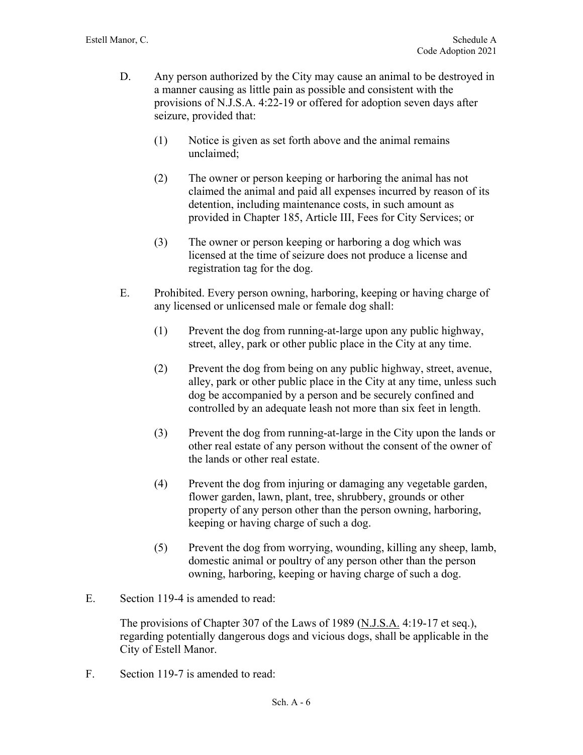D. Any person authorized by the City may cause an animal to be destroyed in a manner causing as little pain as possible and consistent with the provisions of N.J.S.A. 4:22-19 or offered for adoption seven days after seizure, provided that:

(1) Notice is given as set forth above and the animal remains unclaimed;

(2) The owner or person keeping or harboring the animal has not claimed the animal and paid all expenses incurred by reason of its detention, including maintenance costs, in such amount as provided in Chapter 185, Article III, Fees for City Services; or

(3) The owner or person keeping or harboring a dog which was licensed at the time of seizure does not produce a license and registration tag for the dog.

E. Prohibited. Every person owning, harboring, keeping or having charge of any licensed or unlicensed male or female dog shall:

(1) Prevent the dog from running-at-large upon any public highway, street, alley, park or other public place in the City at any time.

(2) Prevent the dog from being on any public highway, street, avenue, alley, park or other public place in the City at any time, unless such dog be accompanied by a person and be securely confined and controlled by an adequate leash not more than six feet in length.

(3) Prevent the dog from running-at-large in the City upon the lands or other real estate of any person without the consent of the owner of the lands or other real estate.

(4) Prevent the dog from injuring or damaging any vegetable garden, flower garden, lawn, plant, tree, shrubbery, grounds or other property of any person other than the person owning, harboring, keeping or having charge of such a dog.

(5) Prevent the dog from worrying, wounding, killing any sheep, lamb, domestic animal or poultry of any person other than the person owning, harboring, keeping or having charge of such a dog.

E. Section 119-4 is amended to read:

The provisions of Chapter 307 of the Laws of 1989 (N.J.S.A. 4:19-17 et seq.), regarding potentially dangerous dogs and vicious dogs, shall be applicable in the City of Estell Manor.

F. Section 119-7 is amended to read: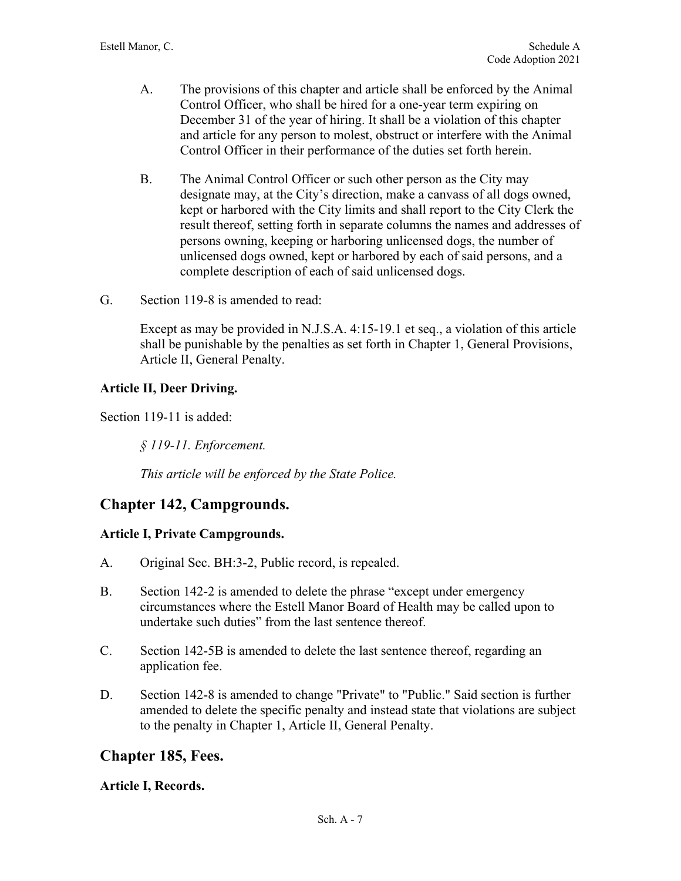A. The provisions of this chapter and article shall be enforced by the Animal Control Officer, who shall be hired for a one-year term expiring on December 31 of the year of hiring. It shall be a violation of this chapter and article for any person to molest, obstruct or interfere with the Animal Control Officer in their performance of the duties set forth herein.

B. The Animal Control Officer or such other person as the City may designate may, at the City's direction, make a canvass of all dogs owned, kept or harbored with the City limits and shall report to the City Clerk the result thereof, setting forth in separate columns the names and addresses of persons owning, keeping or harboring unlicensed dogs, the number of unlicensed dogs owned, kept or harbored by each of said persons, and a complete description of each of said unlicensed dogs.

G. Section 119-8 is amended to read:

Except as may be provided in N.J.S.A. 4:15-19.1 et seq., a violation of this article shall be punishable by the penalties as set forth in Chapter 1, General Provisions, Article II, General Penalty.

**Article II, Deer Driving.**

Section 119-11 is added:

*§ 119-11. Enforcement.*

*This article will be enforced by the State Police.*

## Chapter 142, Campgrounds.

**Article I, Private Campgrounds.**

A. Original Sec. BH:3-2, Public record, is repealed.

B. Section 142-2 is amended to delete the phrase "except under emergency circumstances where the Estell Manor Board of Health may be called upon to undertake such duties" from the last sentence thereof.

C. Section 142-5B is amended to delete the last sentence thereof, regarding an application fee.

D. Section 142-8 is amended to change "Private" to "Public." Said section is further amended to delete the specific penalty and instead state that violations are subject to the penalty in Chapter 1, Article II, General Penalty.

## Chapter 185, Fees.

**Article I, Records.**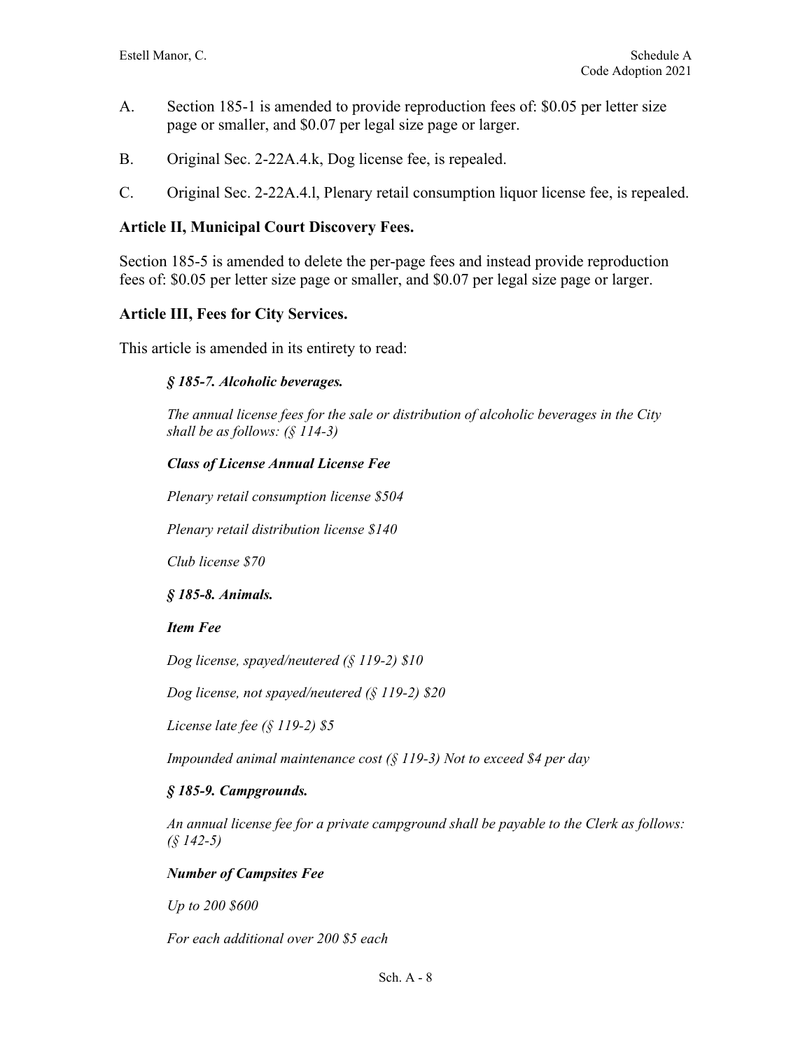A. Section 185-1 is amended to provide reproduction fees of: $0.05 per letter size page or smaller, and $0.07 per legal size page or larger.

B. Original Sec. 2-22A.4.k, Dog license fee, is repealed.

C. Original Sec. 2-22A.4.l, Plenary retail consumption liquor license fee, is repealed.

**Article II, Municipal Court Discovery Fees.**

Section 185-5 is amended to delete the per-page fees and instead provide reproduction fees of: $0.05 per letter size page or smaller, and $0.07 per legal size page or larger.

**Article III, Fees for City Services.**

This article is amended in its entirety to read:

> ***§ 185-7. Alcoholic beverages.***
>
> *The annual license fees for the sale or distribution of alcoholic beverages in the City shall be as follows: (§ 114-3)*
>
> ***Class of License Annual License Fee***
>
> *Plenary retail consumption license $504*
>
> *Plenary retail distribution license $140*
>
> *Club license $70*
>
> ***§ 185-8. Animals.***
>
> ***Item Fee***
>
> *Dog license, spayed/neutered (§ 119-2) $10*
>
> *Dog license, not spayed/neutered (§ 119-2) $20*
>
> *License late fee (§ 119-2) $5*
>
> *Impounded animal maintenance cost (§ 119-3) Not to exceed $4 per day*
>
> ***§ 185-9. Campgrounds.***
>
> *An annual license fee for a private campground shall be payable to the Clerk as follows: (§ 142-5)*
>
> ***Number of Campsites Fee***
>
> *Up to 200 $600*
>
> *For each additional over 200 $5 each*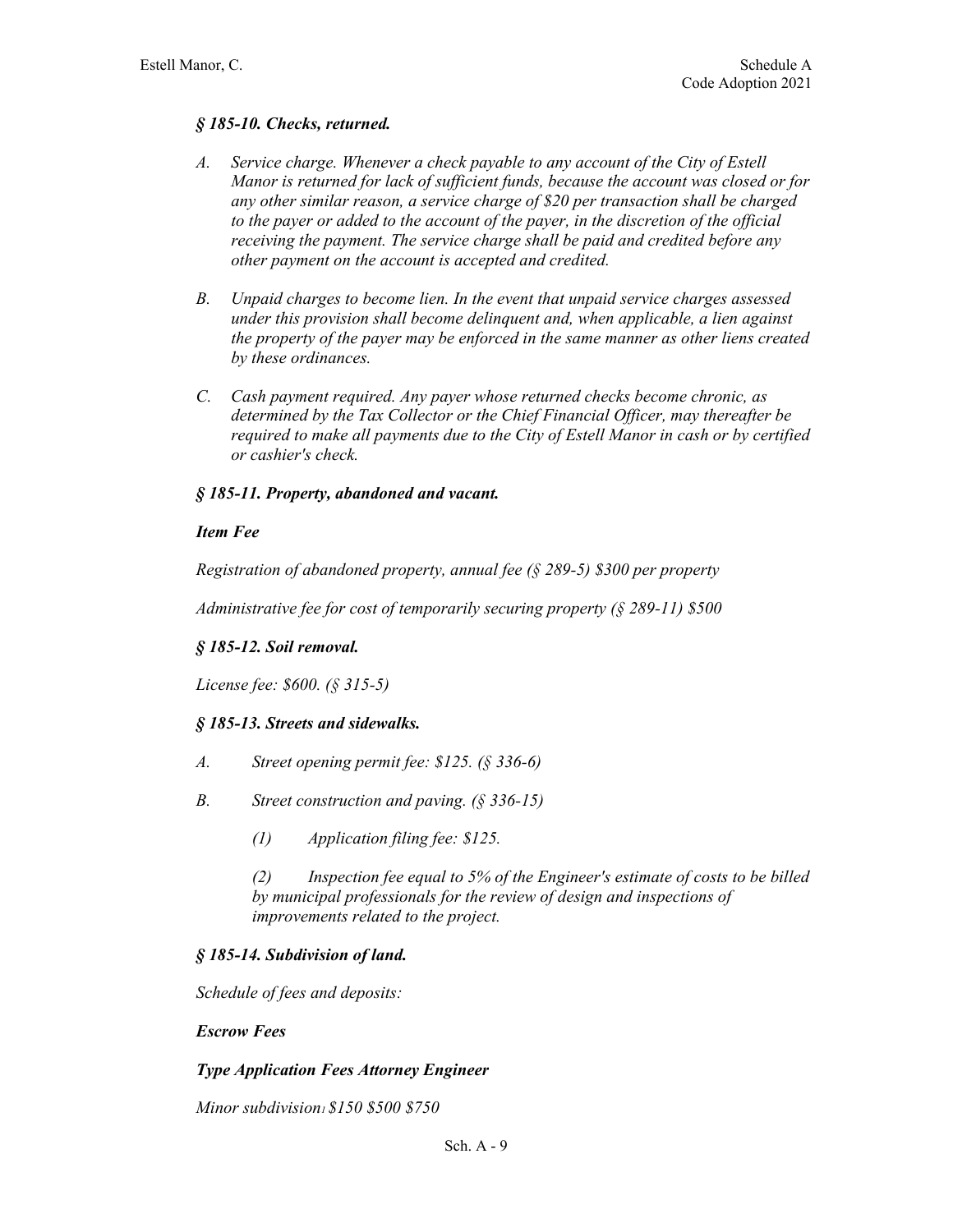### *§ 185-10. Checks, returned.*

*A. Service charge. Whenever a check payable to any account of the City of Estell Manor is returned for lack of sufficient funds, because the account was closed or for any other similar reason, a service charge of $20 per transaction shall be charged to the payer or added to the account of the payer, in the discretion of the official receiving the payment. The service charge shall be paid and credited before any other payment on the account is accepted and credited.*

*B. Unpaid charges to become lien. In the event that unpaid service charges assessed under this provision shall become delinquent and, when applicable, a lien against the property of the payer may be enforced in the same manner as other liens created by these ordinances.*

*C. Cash payment required. Any payer whose returned checks become chronic, as determined by the Tax Collector or the Chief Financial Officer, may thereafter be required to make all payments due to the City of Estell Manor in cash or by certified or cashier's check.*

### *§ 185-11. Property, abandoned and vacant.*

***Item Fee***

*Registration of abandoned property, annual fee (§ 289-5) $300 per property*

*Administrative fee for cost of temporarily securing property (§ 289-11) $500*

### *§ 185-12. Soil removal.*

*License fee: $600. (§ 315-5)*

### *§ 185-13. Streets and sidewalks.*

*A. Street opening permit fee: $125. (§ 336-6)*

*B. Street construction and paving. (§ 336-15)*

*(1) Application filing fee: $125.*

*(2) Inspection fee equal to 5% of the Engineer's estimate of costs to be billed by municipal professionals for the review of design and inspections of improvements related to the project.*

### *§ 185-14. Subdivision of land.*

*Schedule of fees and deposits:*

***Escrow Fees***

***Type Application Fees Attorney Engineer***

*Minor subdivision[1] $150 $500 $750*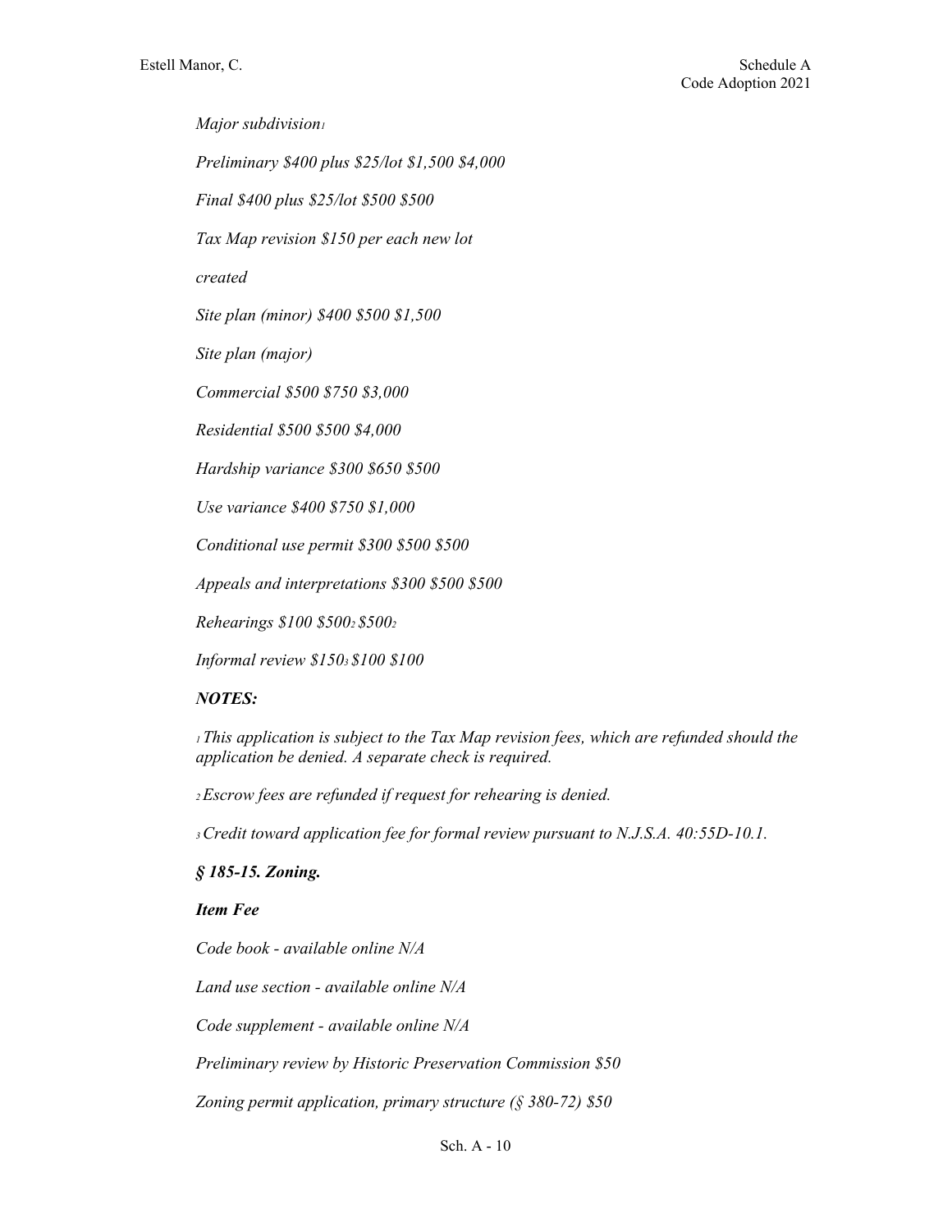*Major subdivision*[1]

*Preliminary $400 plus $25/lot $1,500 $4,000*

*Final $400 plus $25/lot $500 $500*

*Tax Map revision $150 per each new lot*

*created*

*Site plan (minor) $400 $500 $1,500*

*Site plan (major)*

*Commercial $500 $750 $3,000*

*Residential $500 $500 $4,000*

*Hardship variance $300 $650 $500*

*Use variance $400 $750 $1,000*

*Conditional use permit $300 $500 $500*

*Appeals and interpretations $300 $500 $500*

*Rehearings $100 $500*[2] *$500*[2]

*Informal review $150*[3] *$100 $100*

***NOTES:***

[1] *This application is subject to the Tax Map revision fees, which are refunded should the application be denied. A separate check is required.*

[2] *Escrow fees are refunded if request for rehearing is denied.*

[3] *Credit toward application fee for formal review pursuant to N.J.S.A. 40:55D-10.1.*

***§ 185-15. Zoning.***

***Item Fee***

*Code book - available online N/A*

*Land use section - available online N/A*

*Code supplement - available online N/A*

*Preliminary review by Historic Preservation Commission $50*

*Zoning permit application, primary structure (§ 380-72) $50*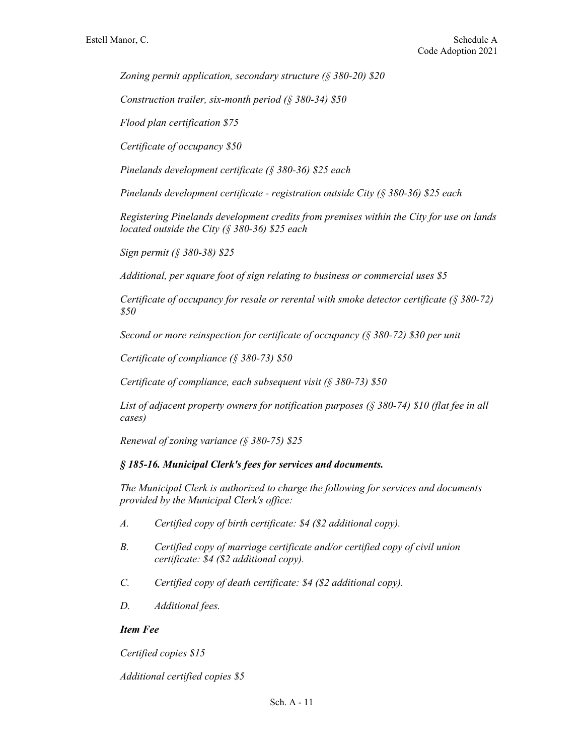*Zoning permit application, secondary structure (§ 380-20) $20*

*Construction trailer, six-month period (§ 380-34) $50*

*Flood plan certification $75*

*Certificate of occupancy $50*

*Pinelands development certificate (§ 380-36) $25 each*

*Pinelands development certificate - registration outside City (§ 380-36) $25 each*

*Registering Pinelands development credits from premises within the City for use on lands located outside the City (§ 380-36) $25 each*

*Sign permit (§ 380-38) $25*

*Additional, per square foot of sign relating to business or commercial uses $5*

*Certificate of occupancy for resale or rerental with smoke detector certificate (§ 380-72) $50*

*Second or more reinspection for certificate of occupancy (§ 380-72) $30 per unit*

*Certificate of compliance (§ 380-73) $50*

*Certificate of compliance, each subsequent visit (§ 380-73) $50*

*List of adjacent property owners for notification purposes (§ 380-74) $10 (flat fee in all cases)*

*Renewal of zoning variance (§ 380-75) $25*

### *§ 185-16. Municipal Clerk's fees for services and documents.*

*The Municipal Clerk is authorized to charge the following for services and documents provided by the Municipal Clerk's office:*

- *A. Certified copy of birth certificate: $4 ($2 additional copy).*
- *B. Certified copy of marriage certificate and/or certified copy of civil union certificate: $4 ($2 additional copy).*
- *C. Certified copy of death certificate: $4 ($2 additional copy).*
- *D. Additional fees.*

***Item Fee***

*Certified copies $15*

*Additional certified copies $5*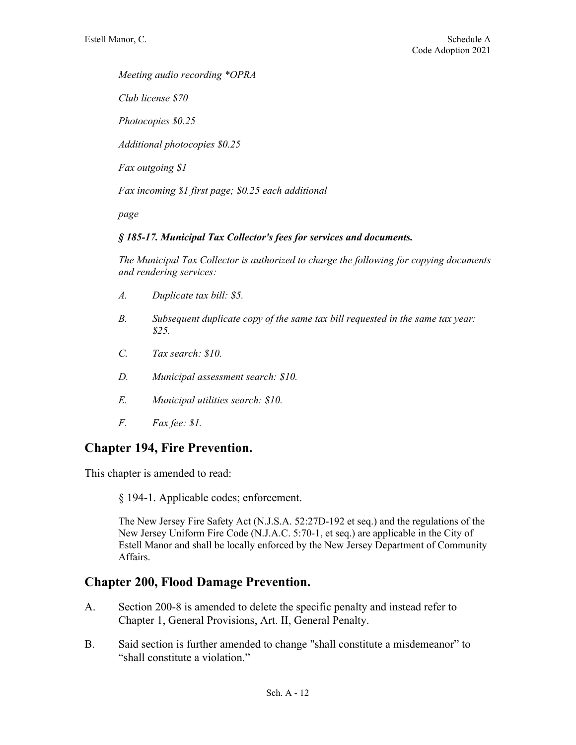*Meeting audio recording *OPRA*

*Club license $70*

*Photocopies $0.25*

*Additional photocopies $0.25*

*Fax outgoing $1*

*Fax incoming $1 first page; $0.25 each additional*

*page*

***§ 185-17. Municipal Tax Collector's fees for services and documents.***

*The Municipal Tax Collector is authorized to charge the following for copying documents and rendering services:*

*A. Duplicate tax bill: $5.*

*B. Subsequent duplicate copy of the same tax bill requested in the same tax year: $25.*

*C. Tax search: $10.*

*D. Municipal assessment search: $10.*

*E. Municipal utilities search: $10.*

*F. Fax fee: $1.*

## Chapter 194, Fire Prevention.

This chapter is amended to read:

§ 194-1. Applicable codes; enforcement.

The New Jersey Fire Safety Act (N.J.S.A. 52:27D-192 et seq.) and the regulations of the New Jersey Uniform Fire Code (N.J.A.C. 5:70-1, et seq.) are applicable in the City of Estell Manor and shall be locally enforced by the New Jersey Department of Community Affairs.

## Chapter 200, Flood Damage Prevention.

A. Section 200-8 is amended to delete the specific penalty and instead refer to Chapter 1, General Provisions, Art. II, General Penalty.

B. Said section is further amended to change "shall constitute a misdemeanor" to "shall constitute a violation."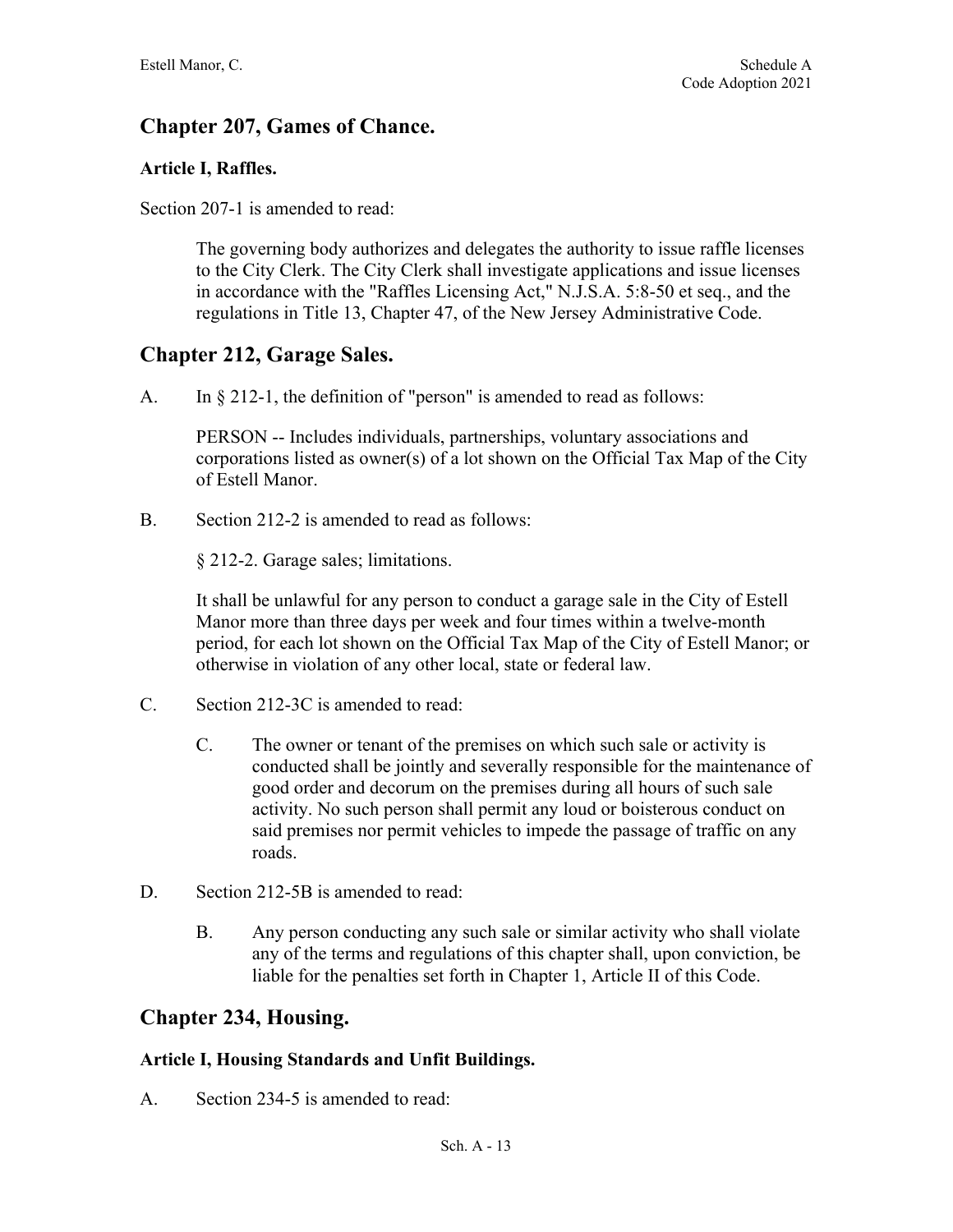## Chapter 207, Games of Chance.

### Article I, Raffles.

Section 207-1 is amended to read:

> The governing body authorizes and delegates the authority to issue raffle licenses to the City Clerk. The City Clerk shall investigate applications and issue licenses in accordance with the "Raffles Licensing Act," N.J.S.A. 5:8-50 et seq., and the regulations in Title 13, Chapter 47, of the New Jersey Administrative Code.

## Chapter 212, Garage Sales.

A. In § 212-1, the definition of "person" is amended to read as follows:

> PERSON -- Includes individuals, partnerships, voluntary associations and corporations listed as owner(s) of a lot shown on the Official Tax Map of the City of Estell Manor.

B. Section 212-2 is amended to read as follows:

> § 212-2. Garage sales; limitations.
>
> It shall be unlawful for any person to conduct a garage sale in the City of Estell Manor more than three days per week and four times within a twelve-month period, for each lot shown on the Official Tax Map of the City of Estell Manor; or otherwise in violation of any other local, state or federal law.

C. Section 212-3C is amended to read:

> C. The owner or tenant of the premises on which such sale or activity is conducted shall be jointly and severally responsible for the maintenance of good order and decorum on the premises during all hours of such sale activity. No such person shall permit any loud or boisterous conduct on said premises nor permit vehicles to impede the passage of traffic on any roads.

D. Section 212-5B is amended to read:

> B. Any person conducting any such sale or similar activity who shall violate any of the terms and regulations of this chapter shall, upon conviction, be liable for the penalties set forth in Chapter 1, Article II of this Code.

## Chapter 234, Housing.

### Article I, Housing Standards and Unfit Buildings.

A. Section 234-5 is amended to read: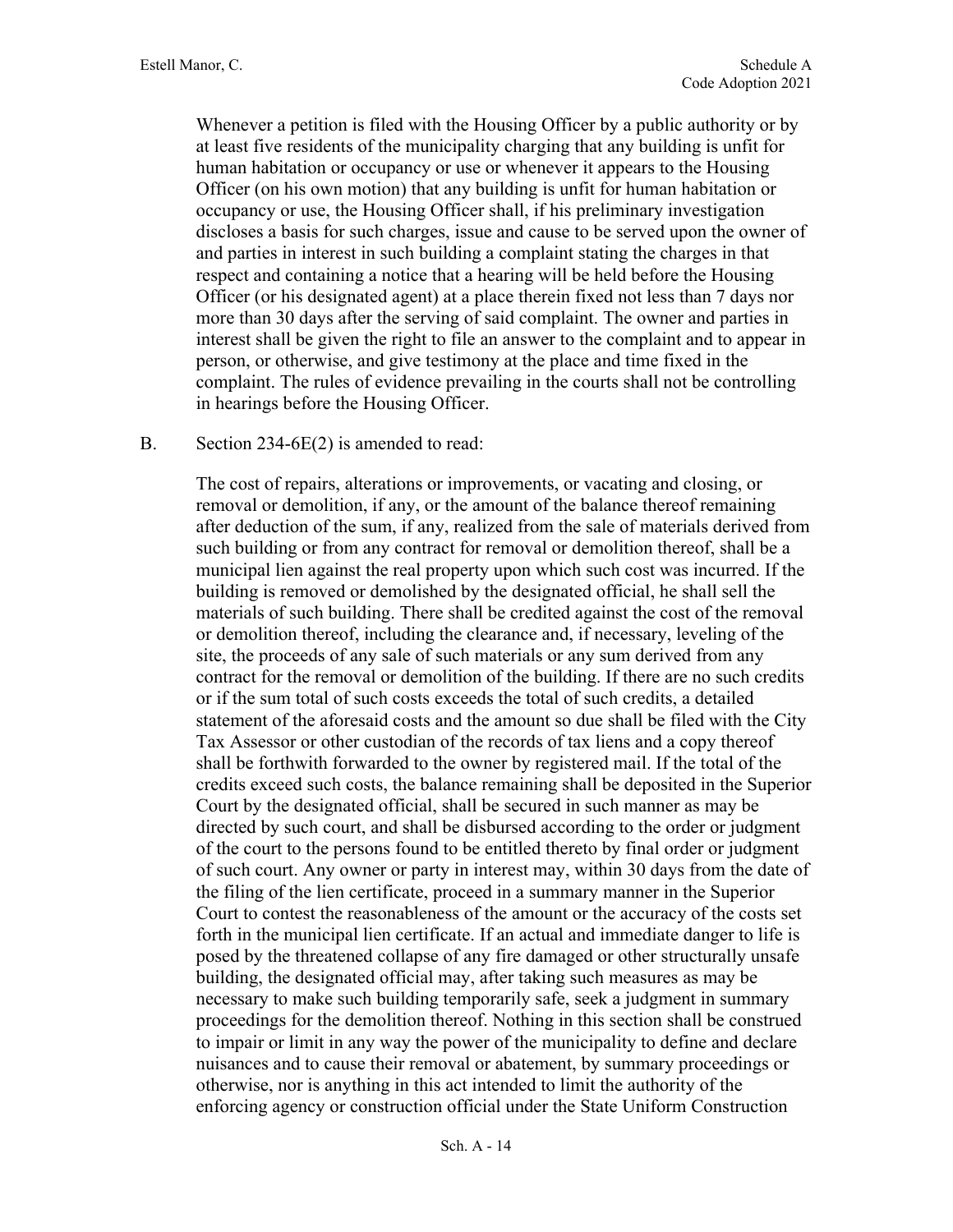Whenever a petition is filed with the Housing Officer by a public authority or by at least five residents of the municipality charging that any building is unfit for human habitation or occupancy or use or whenever it appears to the Housing Officer (on his own motion) that any building is unfit for human habitation or occupancy or use, the Housing Officer shall, if his preliminary investigation discloses a basis for such charges, issue and cause to be served upon the owner of and parties in interest in such building a complaint stating the charges in that respect and containing a notice that a hearing will be held before the Housing Officer (or his designated agent) at a place therein fixed not less than 7 days nor more than 30 days after the serving of said complaint. The owner and parties in interest shall be given the right to file an answer to the complaint and to appear in person, or otherwise, and give testimony at the place and time fixed in the complaint. The rules of evidence prevailing in the courts shall not be controlling in hearings before the Housing Officer.

B. Section 234-6E(2) is amended to read:

The cost of repairs, alterations or improvements, or vacating and closing, or removal or demolition, if any, or the amount of the balance thereof remaining after deduction of the sum, if any, realized from the sale of materials derived from such building or from any contract for removal or demolition thereof, shall be a municipal lien against the real property upon which such cost was incurred. If the building is removed or demolished by the designated official, he shall sell the materials of such building. There shall be credited against the cost of the removal or demolition thereof, including the clearance and, if necessary, leveling of the site, the proceeds of any sale of such materials or any sum derived from any contract for the removal or demolition of the building. If there are no such credits or if the sum total of such costs exceeds the total of such credits, a detailed statement of the aforesaid costs and the amount so due shall be filed with the City Tax Assessor or other custodian of the records of tax liens and a copy thereof shall be forthwith forwarded to the owner by registered mail. If the total of the credits exceed such costs, the balance remaining shall be deposited in the Superior Court by the designated official, shall be secured in such manner as may be directed by such court, and shall be disbursed according to the order or judgment of the court to the persons found to be entitled thereto by final order or judgment of such court. Any owner or party in interest may, within 30 days from the date of the filing of the lien certificate, proceed in a summary manner in the Superior Court to contest the reasonableness of the amount or the accuracy of the costs set forth in the municipal lien certificate. If an actual and immediate danger to life is posed by the threatened collapse of any fire damaged or other structurally unsafe building, the designated official may, after taking such measures as may be necessary to make such building temporarily safe, seek a judgment in summary proceedings for the demolition thereof. Nothing in this section shall be construed to impair or limit in any way the power of the municipality to define and declare nuisances and to cause their removal or abatement, by summary proceedings or otherwise, nor is anything in this act intended to limit the authority of the enforcing agency or construction official under the State Uniform Construction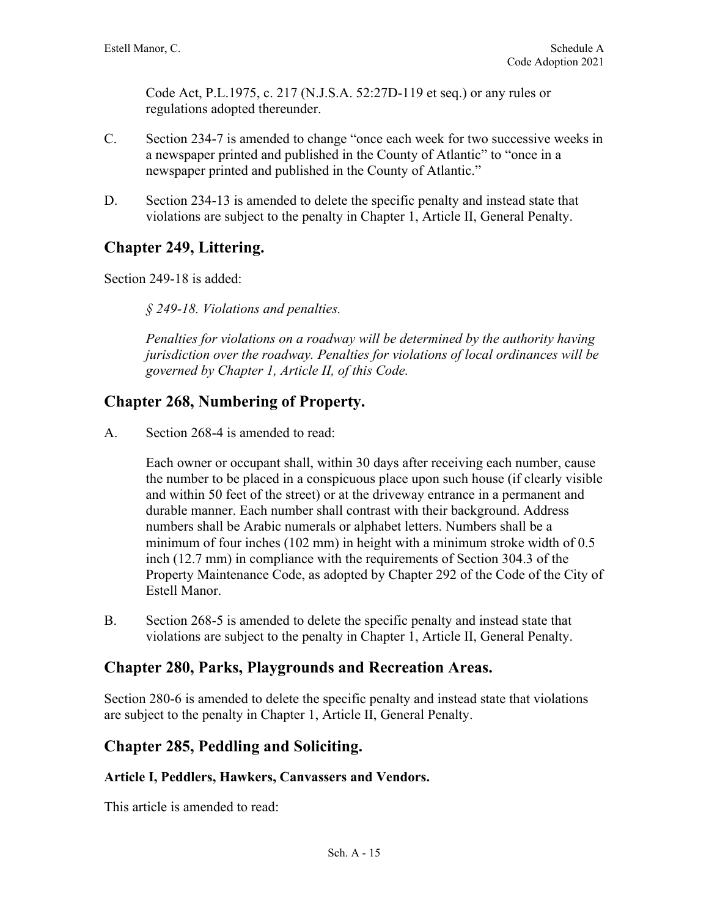Code Act, P.L.1975, c. 217 (N.J.S.A. 52:27D-119 et seq.) or any rules or regulations adopted thereunder.

C. Section 234-7 is amended to change "once each week for two successive weeks in a newspaper printed and published in the County of Atlantic" to "once in a newspaper printed and published in the County of Atlantic."

D. Section 234-13 is amended to delete the specific penalty and instead state that violations are subject to the penalty in Chapter 1, Article II, General Penalty.

## Chapter 249, Littering.

Section 249-18 is added:

*§ 249-18. Violations and penalties.*

*Penalties for violations on a roadway will be determined by the authority having jurisdiction over the roadway. Penalties for violations of local ordinances will be governed by Chapter 1, Article II, of this Code.*

## Chapter 268, Numbering of Property.

A. Section 268-4 is amended to read:

Each owner or occupant shall, within 30 days after receiving each number, cause the number to be placed in a conspicuous place upon such house (if clearly visible and within 50 feet of the street) or at the driveway entrance in a permanent and durable manner. Each number shall contrast with their background. Address numbers shall be Arabic numerals or alphabet letters. Numbers shall be a minimum of four inches (102 mm) in height with a minimum stroke width of 0.5 inch (12.7 mm) in compliance with the requirements of Section 304.3 of the Property Maintenance Code, as adopted by Chapter 292 of the Code of the City of Estell Manor.

B. Section 268-5 is amended to delete the specific penalty and instead state that violations are subject to the penalty in Chapter 1, Article II, General Penalty.

## Chapter 280, Parks, Playgrounds and Recreation Areas.

Section 280-6 is amended to delete the specific penalty and instead state that violations are subject to the penalty in Chapter 1, Article II, General Penalty.

## Chapter 285, Peddling and Soliciting.

### Article I, Peddlers, Hawkers, Canvassers and Vendors.

This article is amended to read: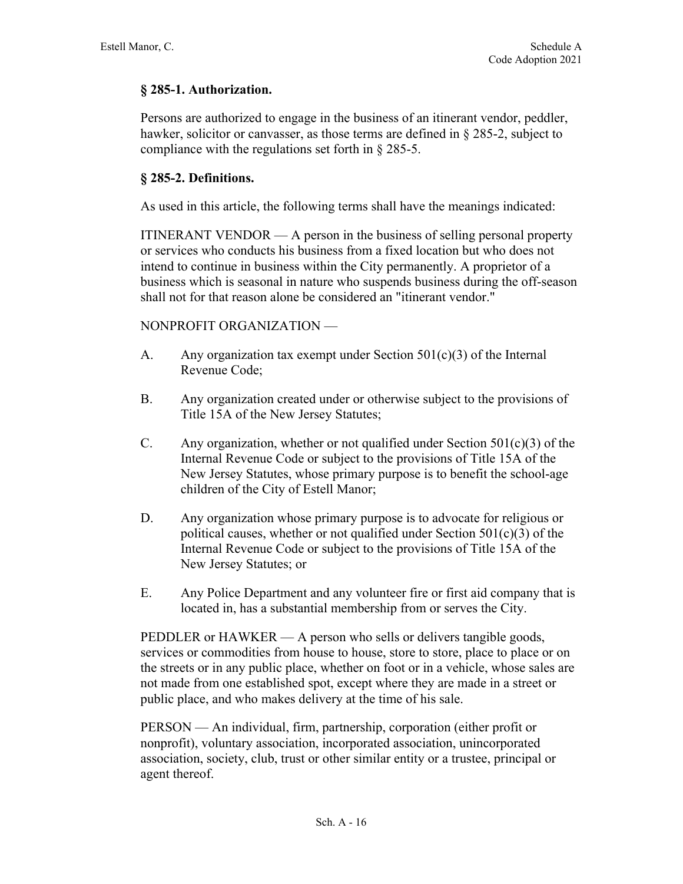## § 285-1. Authorization.

Persons are authorized to engage in the business of an itinerant vendor, peddler, hawker, solicitor or canvasser, as those terms are defined in § 285-2, subject to compliance with the regulations set forth in § 285-5.

## § 285-2. Definitions.

As used in this article, the following terms shall have the meanings indicated:

ITINERANT VENDOR — A person in the business of selling personal property or services who conducts his business from a fixed location but who does not intend to continue in business within the City permanently. A proprietor of a business which is seasonal in nature who suspends business during the off-season shall not for that reason alone be considered an "itinerant vendor."

NONPROFIT ORGANIZATION —

A. Any organization tax exempt under Section 501(c)(3) of the Internal Revenue Code;

B. Any organization created under or otherwise subject to the provisions of Title 15A of the New Jersey Statutes;

C. Any organization, whether or not qualified under Section 501(c)(3) of the Internal Revenue Code or subject to the provisions of Title 15A of the New Jersey Statutes, whose primary purpose is to benefit the school-age children of the City of Estell Manor;

D. Any organization whose primary purpose is to advocate for religious or political causes, whether or not qualified under Section 501(c)(3) of the Internal Revenue Code or subject to the provisions of Title 15A of the New Jersey Statutes; or

E. Any Police Department and any volunteer fire or first aid company that is located in, has a substantial membership from or serves the City.

PEDDLER or HAWKER — A person who sells or delivers tangible goods, services or commodities from house to house, store to store, place to place or on the streets or in any public place, whether on foot or in a vehicle, whose sales are not made from one established spot, except where they are made in a street or public place, and who makes delivery at the time of his sale.

PERSON — An individual, firm, partnership, corporation (either profit or nonprofit), voluntary association, incorporated association, unincorporated association, society, club, trust or other similar entity or a trustee, principal or agent thereof.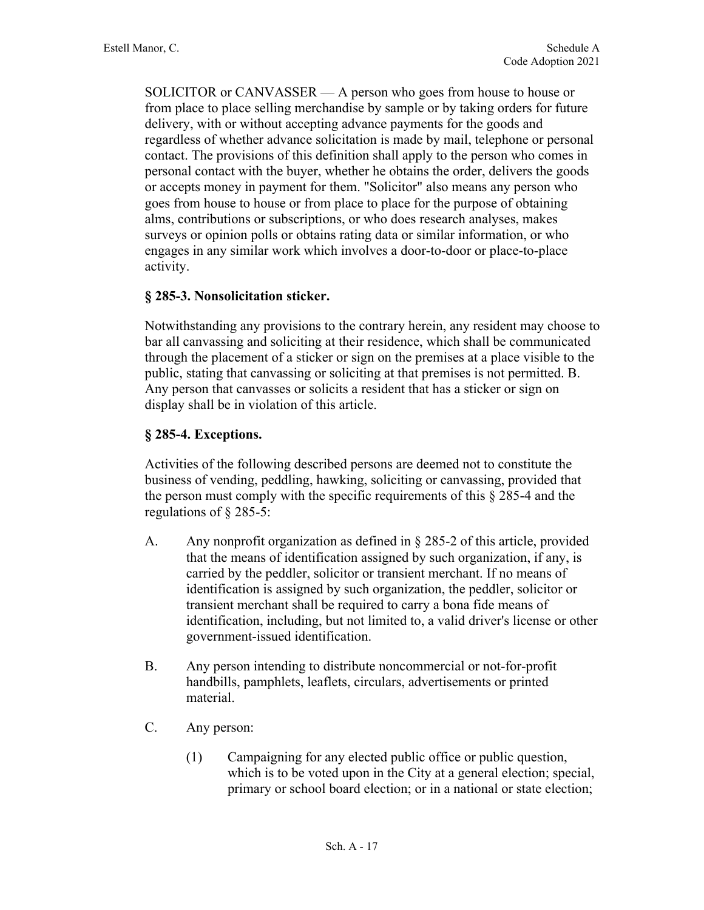SOLICITOR or CANVASSER — A person who goes from house to house or from place to place selling merchandise by sample or by taking orders for future delivery, with or without accepting advance payments for the goods and regardless of whether advance solicitation is made by mail, telephone or personal contact. The provisions of this definition shall apply to the person who comes in personal contact with the buyer, whether he obtains the order, delivers the goods or accepts money in payment for them. "Solicitor" also means any person who goes from house to house or from place to place for the purpose of obtaining alms, contributions or subscriptions, or who does research analyses, makes surveys or opinion polls or obtains rating data or similar information, or who engages in any similar work which involves a door-to-door or place-to-place activity.

### § 285-3. Nonsolicitation sticker.

Notwithstanding any provisions to the contrary herein, any resident may choose to bar all canvassing and soliciting at their residence, which shall be communicated through the placement of a sticker or sign on the premises at a place visible to the public, stating that canvassing or soliciting at that premises is not permitted. B. Any person that canvasses or solicits a resident that has a sticker or sign on display shall be in violation of this article.

### § 285-4. Exceptions.

Activities of the following described persons are deemed not to constitute the business of vending, peddling, hawking, soliciting or canvassing, provided that the person must comply with the specific requirements of this § 285-4 and the regulations of § 285-5:

A. Any nonprofit organization as defined in § 285-2 of this article, provided that the means of identification assigned by such organization, if any, is carried by the peddler, solicitor or transient merchant. If no means of identification is assigned by such organization, the peddler, solicitor or transient merchant shall be required to carry a bona fide means of identification, including, but not limited to, a valid driver's license or other government-issued identification.

B. Any person intending to distribute noncommercial or not-for-profit handbills, pamphlets, leaflets, circulars, advertisements or printed material.

C. Any person:

   (1) Campaigning for any elected public office or public question, which is to be voted upon in the City at a general election; special, primary or school board election; or in a national or state election;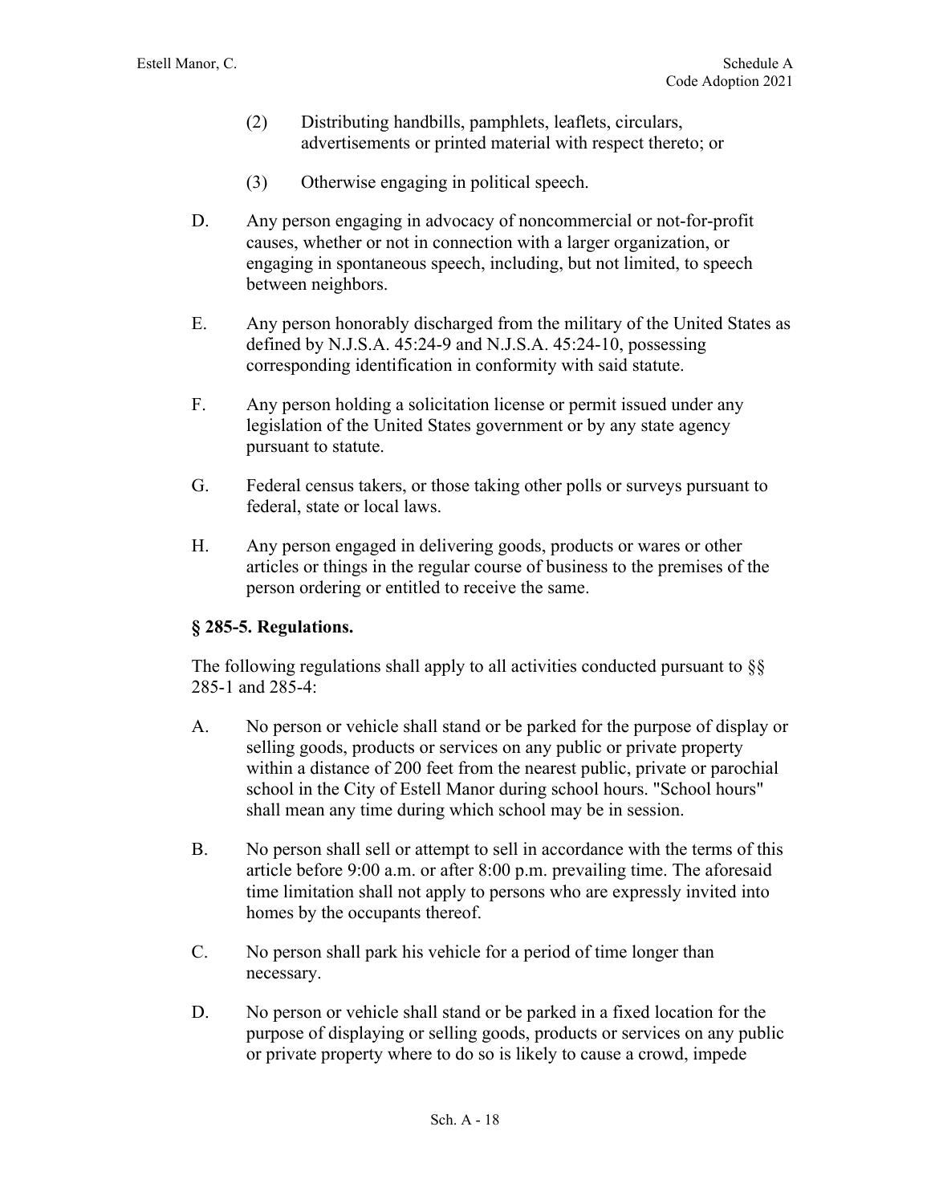(2) Distributing handbills, pamphlets, leaflets, circulars, advertisements or printed material with respect thereto; or

(3) Otherwise engaging in political speech.

D. Any person engaging in advocacy of noncommercial or not-for-profit causes, whether or not in connection with a larger organization, or engaging in spontaneous speech, including, but not limited, to speech between neighbors.

E. Any person honorably discharged from the military of the United States as defined by N.J.S.A. 45:24-9 and N.J.S.A. 45:24-10, possessing corresponding identification in conformity with said statute.

F. Any person holding a solicitation license or permit issued under any legislation of the United States government or by any state agency pursuant to statute.

G. Federal census takers, or those taking other polls or surveys pursuant to federal, state or local laws.

H. Any person engaged in delivering goods, products or wares or other articles or things in the regular course of business to the premises of the person ordering or entitled to receive the same.

### § 285-5. Regulations.

The following regulations shall apply to all activities conducted pursuant to §§ 285-1 and 285-4:

A. No person or vehicle shall stand or be parked for the purpose of display or selling goods, products or services on any public or private property within a distance of 200 feet from the nearest public, private or parochial school in the City of Estell Manor during school hours. "School hours" shall mean any time during which school may be in session.

B. No person shall sell or attempt to sell in accordance with the terms of this article before 9:00 a.m. or after 8:00 p.m. prevailing time. The aforesaid time limitation shall not apply to persons who are expressly invited into homes by the occupants thereof.

C. No person shall park his vehicle for a period of time longer than necessary.

D. No person or vehicle shall stand or be parked in a fixed location for the purpose of displaying or selling goods, products or services on any public or private property where to do so is likely to cause a crowd, impede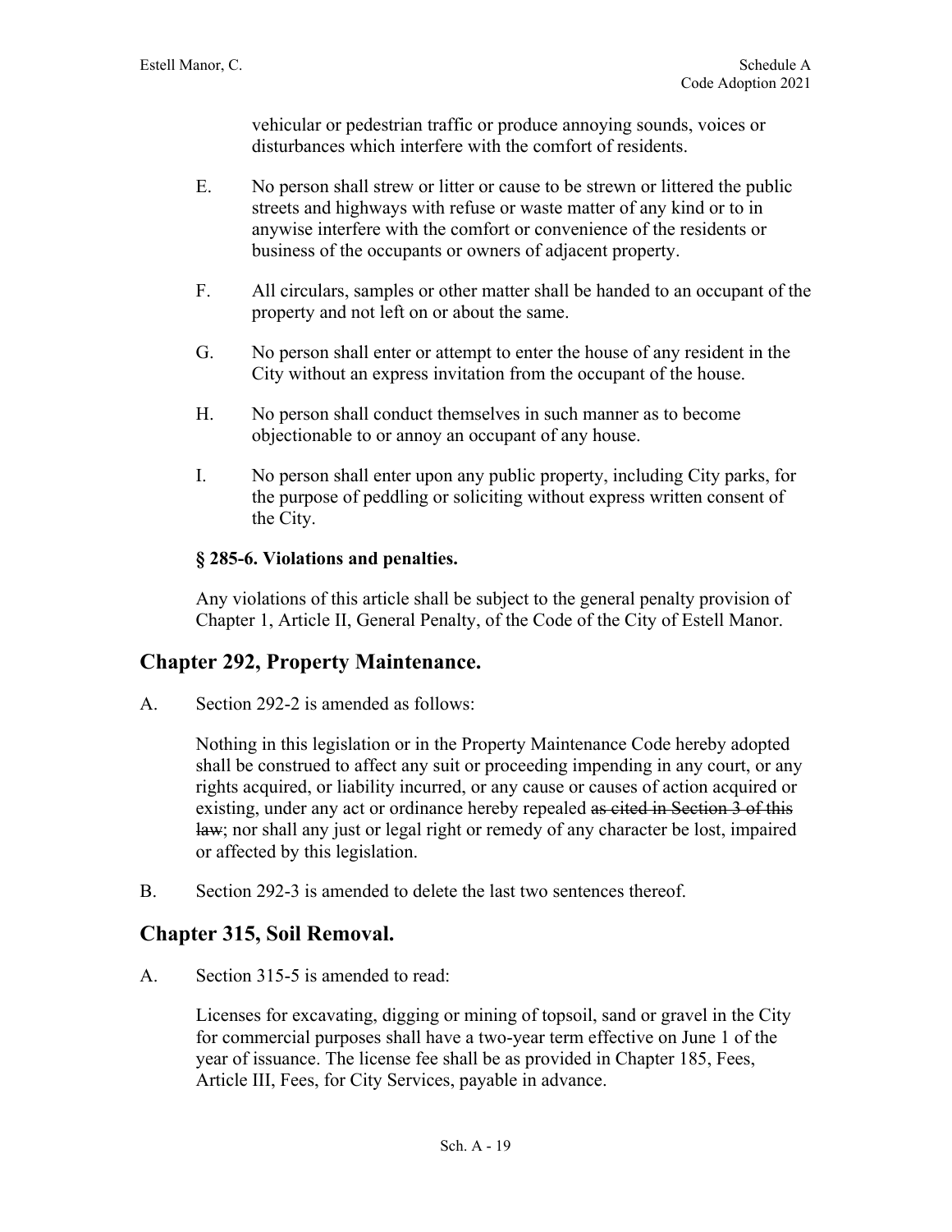vehicular or pedestrian traffic or produce annoying sounds, voices or disturbances which interfere with the comfort of residents.

E. No person shall strew or litter or cause to be strewn or littered the public streets and highways with refuse or waste matter of any kind or to in anywise interfere with the comfort or convenience of the residents or business of the occupants or owners of adjacent property.

F. All circulars, samples or other matter shall be handed to an occupant of the property and not left on or about the same.

G. No person shall enter or attempt to enter the house of any resident in the City without an express invitation from the occupant of the house.

H. No person shall conduct themselves in such manner as to become objectionable to or annoy an occupant of any house.

I. No person shall enter upon any public property, including City parks, for the purpose of peddling or soliciting without express written consent of the City.

**§ 285-6. Violations and penalties.**

Any violations of this article shall be subject to the general penalty provision of Chapter 1, Article II, General Penalty, of the Code of the City of Estell Manor.

## Chapter 292, Property Maintenance.

A. Section 292-2 is amended as follows:

Nothing in this legislation or in the Property Maintenance Code hereby adopted shall be construed to affect any suit or proceeding impending in any court, or any rights acquired, or liability incurred, or any cause or causes of action acquired or existing, under any act or ordinance hereby repealed ~~as cited in Section 3 of this law~~; nor shall any just or legal right or remedy of any character be lost, impaired or affected by this legislation.

B. Section 292-3 is amended to delete the last two sentences thereof.

## Chapter 315, Soil Removal.

A. Section 315-5 is amended to read:

Licenses for excavating, digging or mining of topsoil, sand or gravel in the City for commercial purposes shall have a two-year term effective on June 1 of the year of issuance. The license fee shall be as provided in Chapter 185, Fees, Article III, Fees, for City Services, payable in advance.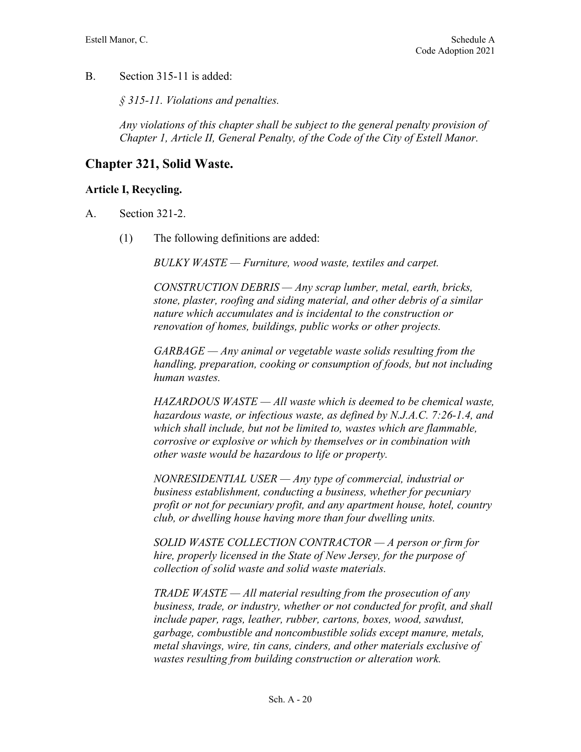B. Section 315-11 is added:

*§ 315-11. Violations and penalties.*

*Any violations of this chapter shall be subject to the general penalty provision of Chapter 1, Article II, General Penalty, of the Code of the City of Estell Manor.*

## Chapter 321, Solid Waste.

### Article I, Recycling.

A. Section 321-2.

(1) The following definitions are added:

*BULKY WASTE — Furniture, wood waste, textiles and carpet.*

*CONSTRUCTION DEBRIS — Any scrap lumber, metal, earth, bricks, stone, plaster, roofing and siding material, and other debris of a similar nature which accumulates and is incidental to the construction or renovation of homes, buildings, public works or other projects.*

*GARBAGE — Any animal or vegetable waste solids resulting from the handling, preparation, cooking or consumption of foods, but not including human wastes.*

*HAZARDOUS WASTE — All waste which is deemed to be chemical waste, hazardous waste, or infectious waste, as defined by N.J.A.C. 7:26-1.4, and which shall include, but not be limited to, wastes which are flammable, corrosive or explosive or which by themselves or in combination with other waste would be hazardous to life or property.*

*NONRESIDENTIAL USER — Any type of commercial, industrial or business establishment, conducting a business, whether for pecuniary profit or not for pecuniary profit, and any apartment house, hotel, country club, or dwelling house having more than four dwelling units.*

*SOLID WASTE COLLECTION CONTRACTOR — A person or firm for hire, properly licensed in the State of New Jersey, for the purpose of collection of solid waste and solid waste materials.*

*TRADE WASTE — All material resulting from the prosecution of any business, trade, or industry, whether or not conducted for profit, and shall include paper, rags, leather, rubber, cartons, boxes, wood, sawdust, garbage, combustible and noncombustible solids except manure, metals, metal shavings, wire, tin cans, cinders, and other materials exclusive of wastes resulting from building construction or alteration work.*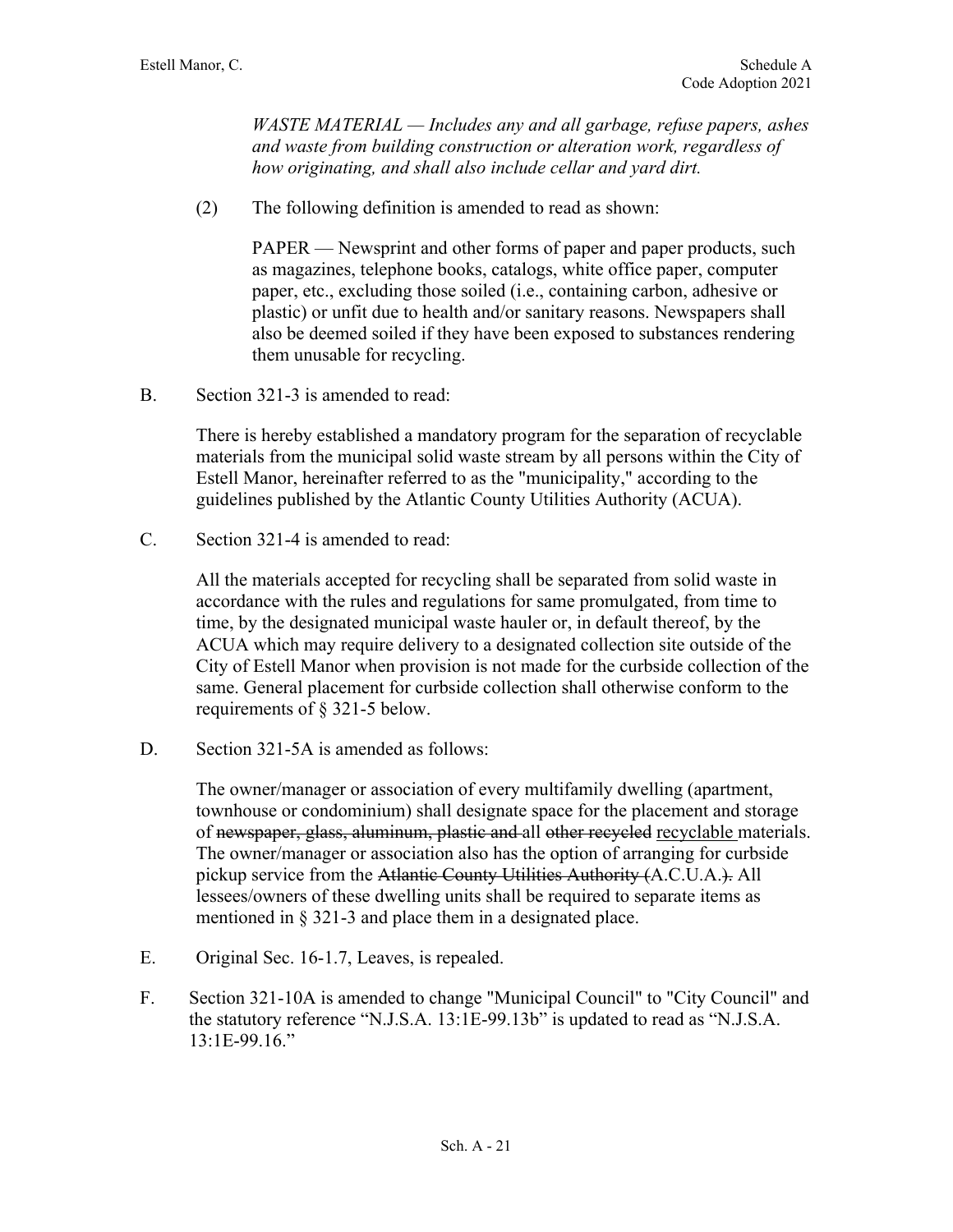*WASTE MATERIAL — Includes any and all garbage, refuse papers, ashes and waste from building construction or alteration work, regardless of how originating, and shall also include cellar and yard dirt.*

(2) The following definition is amended to read as shown:

PAPER — Newsprint and other forms of paper and paper products, such as magazines, telephone books, catalogs, white office paper, computer paper, etc., excluding those soiled (i.e., containing carbon, adhesive or plastic) or unfit due to health and/or sanitary reasons. Newspapers shall also be deemed soiled if they have been exposed to substances rendering them unusable for recycling.

B. Section 321-3 is amended to read:

There is hereby established a mandatory program for the separation of recyclable materials from the municipal solid waste stream by all persons within the City of Estell Manor, hereinafter referred to as the "municipality," according to the guidelines published by the Atlantic County Utilities Authority (ACUA).

C. Section 321-4 is amended to read:

All the materials accepted for recycling shall be separated from solid waste in accordance with the rules and regulations for same promulgated, from time to time, by the designated municipal waste hauler or, in default thereof, by the ACUA which may require delivery to a designated collection site outside of the City of Estell Manor when provision is not made for the curbside collection of the same. General placement for curbside collection shall otherwise conform to the requirements of § 321-5 below.

D. Section 321-5A is amended as follows:

The owner/manager or association of every multifamily dwelling (apartment, townhouse or condominium) shall designate space for the placement and storage of ~~newspaper, glass, aluminum, plastic and~~ all ~~other recycled~~ <u>recyclable</u> materials. The owner/manager or association also has the option of arranging for curbside pickup service from the ~~Atlantic County Utilities Authority (~~A.C.U.A.~~).~~ All lessees/owners of these dwelling units shall be required to separate items as mentioned in § 321-3 and place them in a designated place.

E. Original Sec. 16-1.7, Leaves, is repealed.

F. Section 321-10A is amended to change "Municipal Council" to "City Council" and the statutory reference "N.J.S.A. 13:1E-99.13b" is updated to read as "N.J.S.A. 13:1E-99.16."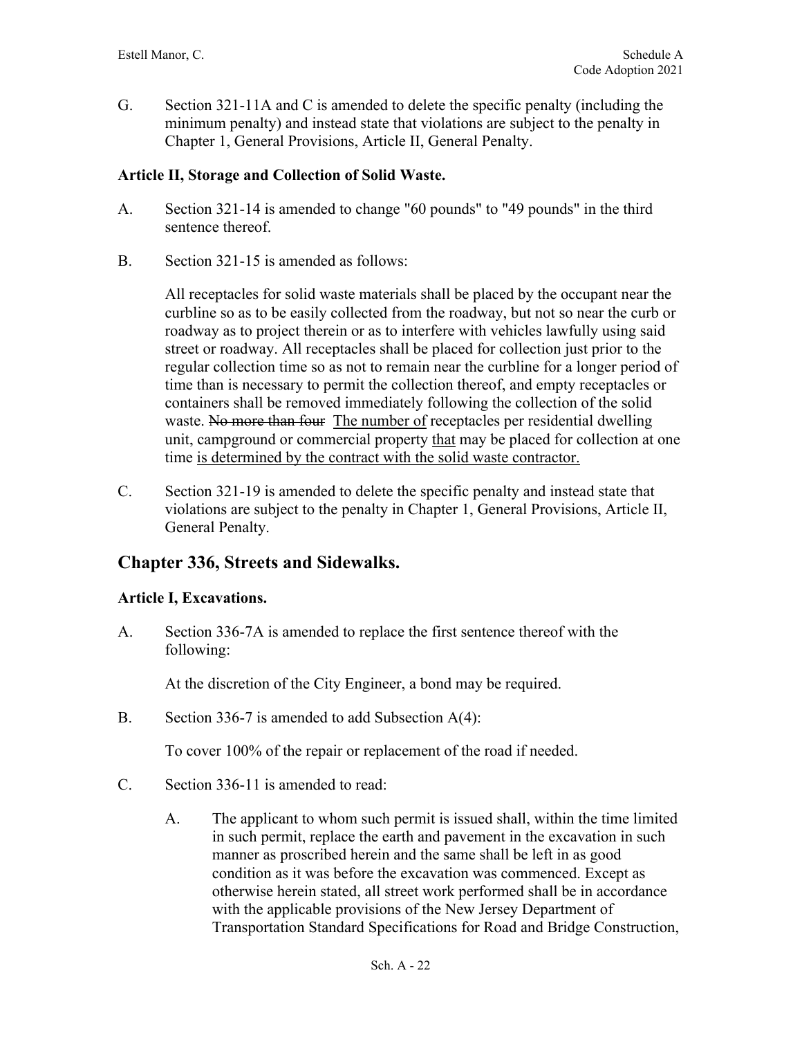G. Section 321-11A and C is amended to delete the specific penalty (including the minimum penalty) and instead state that violations are subject to the penalty in Chapter 1, General Provisions, Article II, General Penalty.

**Article II, Storage and Collection of Solid Waste.**

A. Section 321-14 is amended to change "60 pounds" to "49 pounds" in the third sentence thereof.

B. Section 321-15 is amended as follows:

All receptacles for solid waste materials shall be placed by the occupant near the curbline so as to be easily collected from the roadway, but not so near the curb or roadway as to project therein or as to interfere with vehicles lawfully using said street or roadway. All receptacles shall be placed for collection just prior to the regular collection time so as not to remain near the curbline for a longer period of time than is necessary to permit the collection thereof, and empty receptacles or containers shall be removed immediately following the collection of the solid waste. ~~No more than four~~ <u>The number of</u> receptacles per residential dwelling unit, campground or commercial property <u>that</u> may be placed for collection at one time <u>is determined by the contract with the solid waste contractor.</u>

C. Section 321-19 is amended to delete the specific penalty and instead state that violations are subject to the penalty in Chapter 1, General Provisions, Article II, General Penalty.

## Chapter 336, Streets and Sidewalks.

**Article I, Excavations.**

A. Section 336-7A is amended to replace the first sentence thereof with the following:

At the discretion of the City Engineer, a bond may be required.

B. Section 336-7 is amended to add Subsection A(4):

To cover 100% of the repair or replacement of the road if needed.

C. Section 336-11 is amended to read:

A. The applicant to whom such permit is issued shall, within the time limited in such permit, replace the earth and pavement in the excavation in such manner as proscribed herein and the same shall be left in as good condition as it was before the excavation was commenced. Except as otherwise herein stated, all street work performed shall be in accordance with the applicable provisions of the New Jersey Department of Transportation Standard Specifications for Road and Bridge Construction,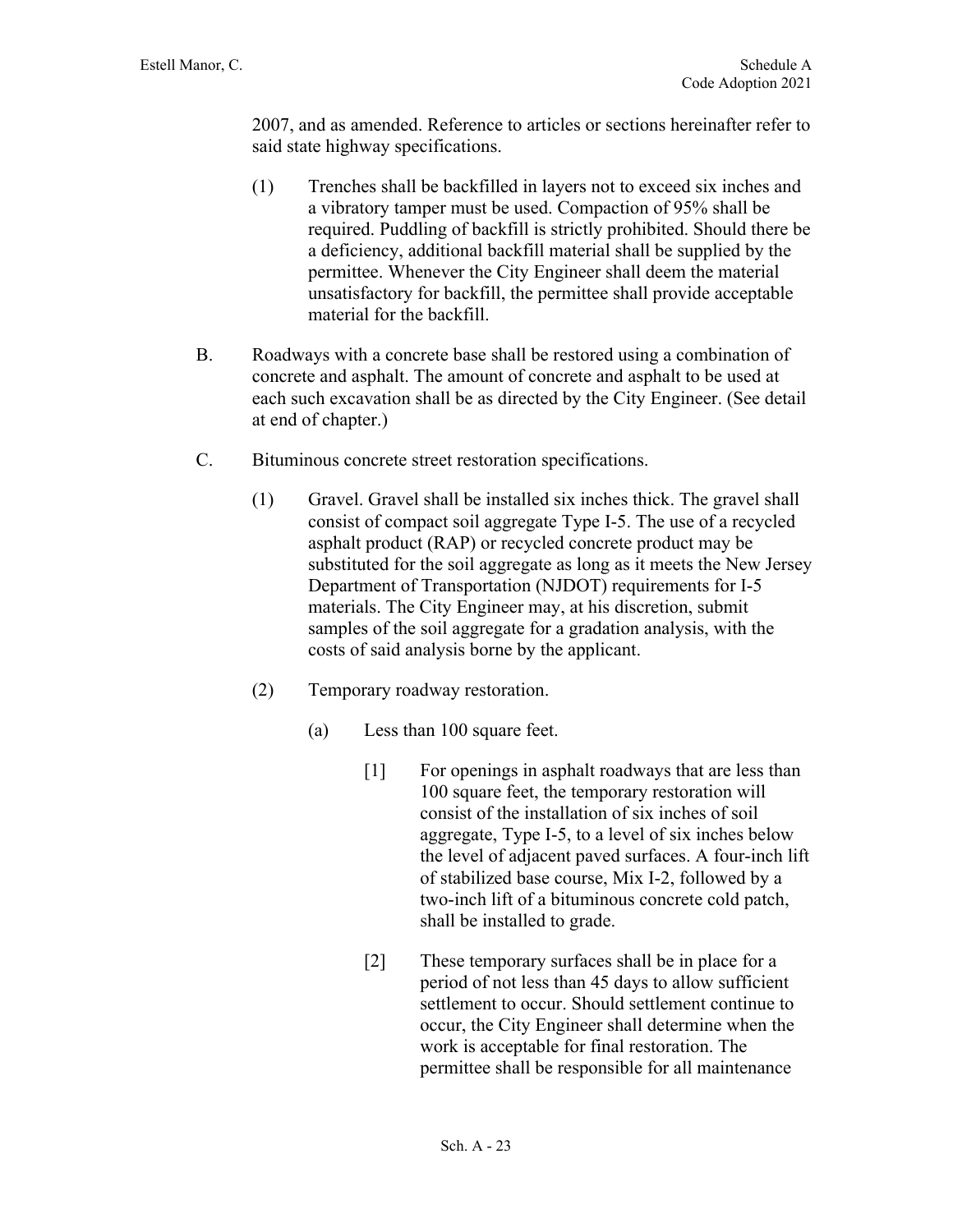2007, and as amended. Reference to articles or sections hereinafter refer to said state highway specifications.

(1) Trenches shall be backfilled in layers not to exceed six inches and a vibratory tamper must be used. Compaction of 95% shall be required. Puddling of backfill is strictly prohibited. Should there be a deficiency, additional backfill material shall be supplied by the permittee. Whenever the City Engineer shall deem the material unsatisfactory for backfill, the permittee shall provide acceptable material for the backfill.

B. Roadways with a concrete base shall be restored using a combination of concrete and asphalt. The amount of concrete and asphalt to be used at each such excavation shall be as directed by the City Engineer. (See detail at end of chapter.)

C. Bituminous concrete street restoration specifications.

(1) Gravel. Gravel shall be installed six inches thick. The gravel shall consist of compact soil aggregate Type I-5. The use of a recycled asphalt product (RAP) or recycled concrete product may be substituted for the soil aggregate as long as it meets the New Jersey Department of Transportation (NJDOT) requirements for I-5 materials. The City Engineer may, at his discretion, submit samples of the soil aggregate for a gradation analysis, with the costs of said analysis borne by the applicant.

(2) Temporary roadway restoration.

(a) Less than 100 square feet.

[1] For openings in asphalt roadways that are less than 100 square feet, the temporary restoration will consist of the installation of six inches of soil aggregate, Type I-5, to a level of six inches below the level of adjacent paved surfaces. A four-inch lift of stabilized base course, Mix I-2, followed by a two-inch lift of a bituminous concrete cold patch, shall be installed to grade.

[2] These temporary surfaces shall be in place for a period of not less than 45 days to allow sufficient settlement to occur. Should settlement continue to occur, the City Engineer shall determine when the work is acceptable for final restoration. The permittee shall be responsible for all maintenance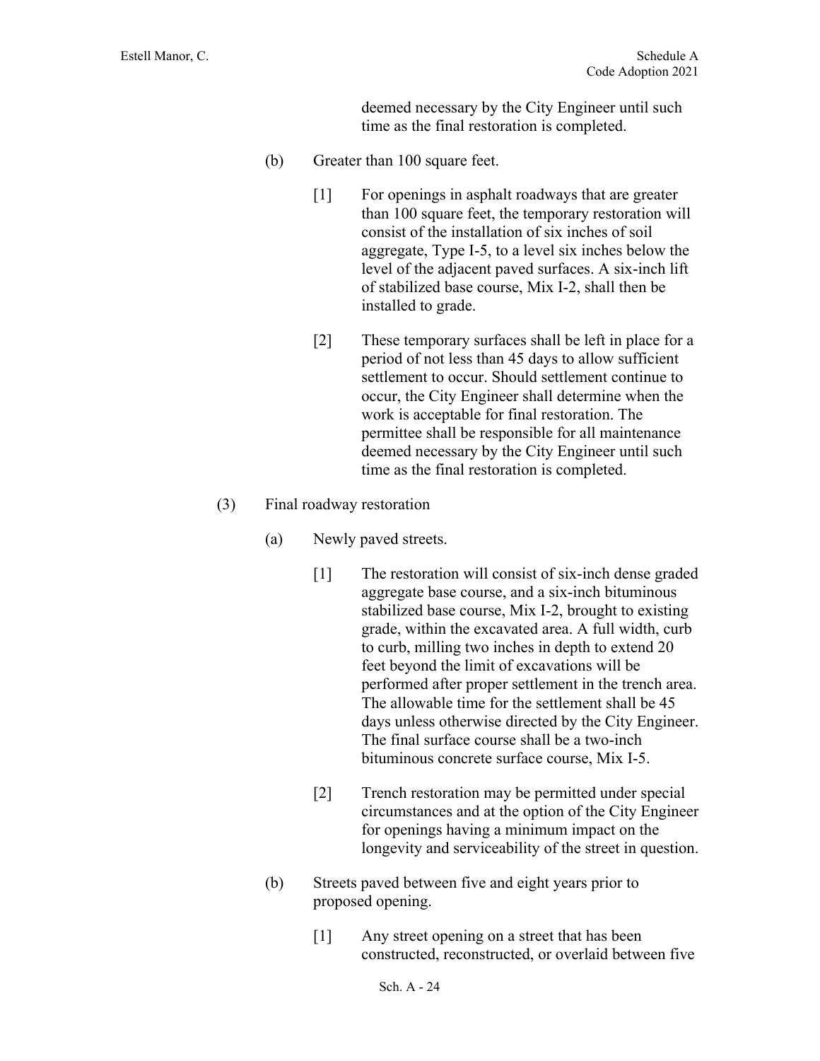deemed necessary by the City Engineer until such time as the final restoration is completed.

(b) Greater than 100 square feet.

[1] For openings in asphalt roadways that are greater than 100 square feet, the temporary restoration will consist of the installation of six inches of soil aggregate, Type I-5, to a level six inches below the level of the adjacent paved surfaces. A six-inch lift of stabilized base course, Mix I-2, shall then be installed to grade.

[2] These temporary surfaces shall be left in place for a period of not less than 45 days to allow sufficient settlement to occur. Should settlement continue to occur, the City Engineer shall determine when the work is acceptable for final restoration. The permittee shall be responsible for all maintenance deemed necessary by the City Engineer until such time as the final restoration is completed.

(3) Final roadway restoration

(a) Newly paved streets.

[1] The restoration will consist of six-inch dense graded aggregate base course, and a six-inch bituminous stabilized base course, Mix I-2, brought to existing grade, within the excavated area. A full width, curb to curb, milling two inches in depth to extend 20 feet beyond the limit of excavations will be performed after proper settlement in the trench area. The allowable time for the settlement shall be 45 days unless otherwise directed by the City Engineer. The final surface course shall be a two-inch bituminous concrete surface course, Mix I-5.

[2] Trench restoration may be permitted under special circumstances and at the option of the City Engineer for openings having a minimum impact on the longevity and serviceability of the street in question.

(b) Streets paved between five and eight years prior to proposed opening.

[1] Any street opening on a street that has been constructed, reconstructed, or overlaid between five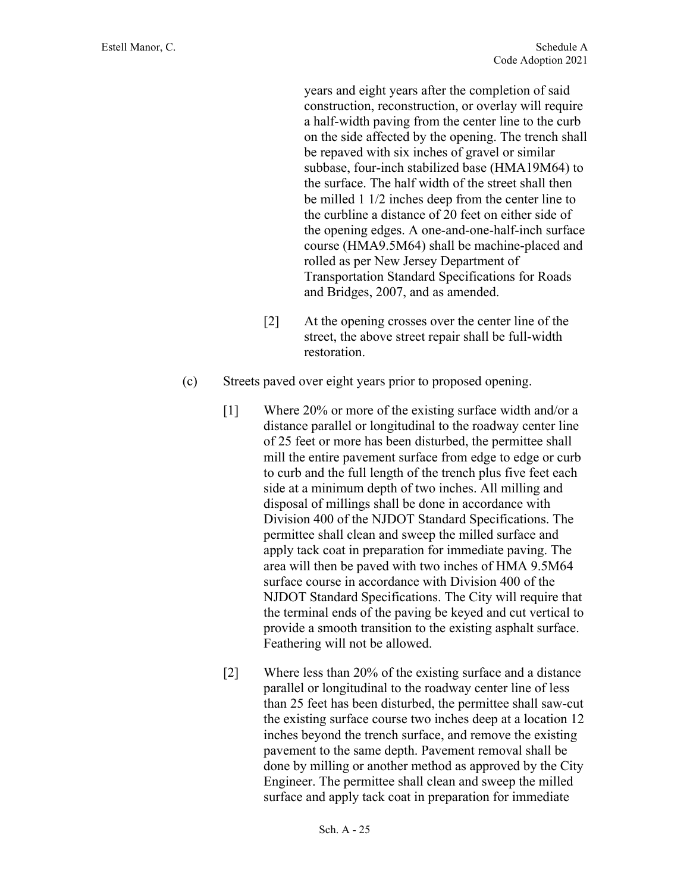years and eight years after the completion of said construction, reconstruction, or overlay will require a half-width paving from the center line to the curb on the side affected by the opening. The trench shall be repaved with six inches of gravel or similar subbase, four-inch stabilized base (HMA19M64) to the surface. The half width of the street shall then be milled 1 1/2 inches deep from the center line to the curbline a distance of 20 feet on either side of the opening edges. A one-and-one-half-inch surface course (HMA9.5M64) shall be machine-placed and rolled as per New Jersey Department of Transportation Standard Specifications for Roads and Bridges, 2007, and as amended.

[2] At the opening crosses over the center line of the street, the above street repair shall be full-width restoration.

(c) Streets paved over eight years prior to proposed opening.

[1] Where 20% or more of the existing surface width and/or a distance parallel or longitudinal to the roadway center line of 25 feet or more has been disturbed, the permittee shall mill the entire pavement surface from edge to edge or curb to curb and the full length of the trench plus five feet each side at a minimum depth of two inches. All milling and disposal of millings shall be done in accordance with Division 400 of the NJDOT Standard Specifications. The permittee shall clean and sweep the milled surface and apply tack coat in preparation for immediate paving. The area will then be paved with two inches of HMA 9.5M64 surface course in accordance with Division 400 of the NJDOT Standard Specifications. The City will require that the terminal ends of the paving be keyed and cut vertical to provide a smooth transition to the existing asphalt surface. Feathering will not be allowed.

[2] Where less than 20% of the existing surface and a distance parallel or longitudinal to the roadway center line of less than 25 feet has been disturbed, the permittee shall saw-cut the existing surface course two inches deep at a location 12 inches beyond the trench surface, and remove the existing pavement to the same depth. Pavement removal shall be done by milling or another method as approved by the City Engineer. The permittee shall clean and sweep the milled surface and apply tack coat in preparation for immediate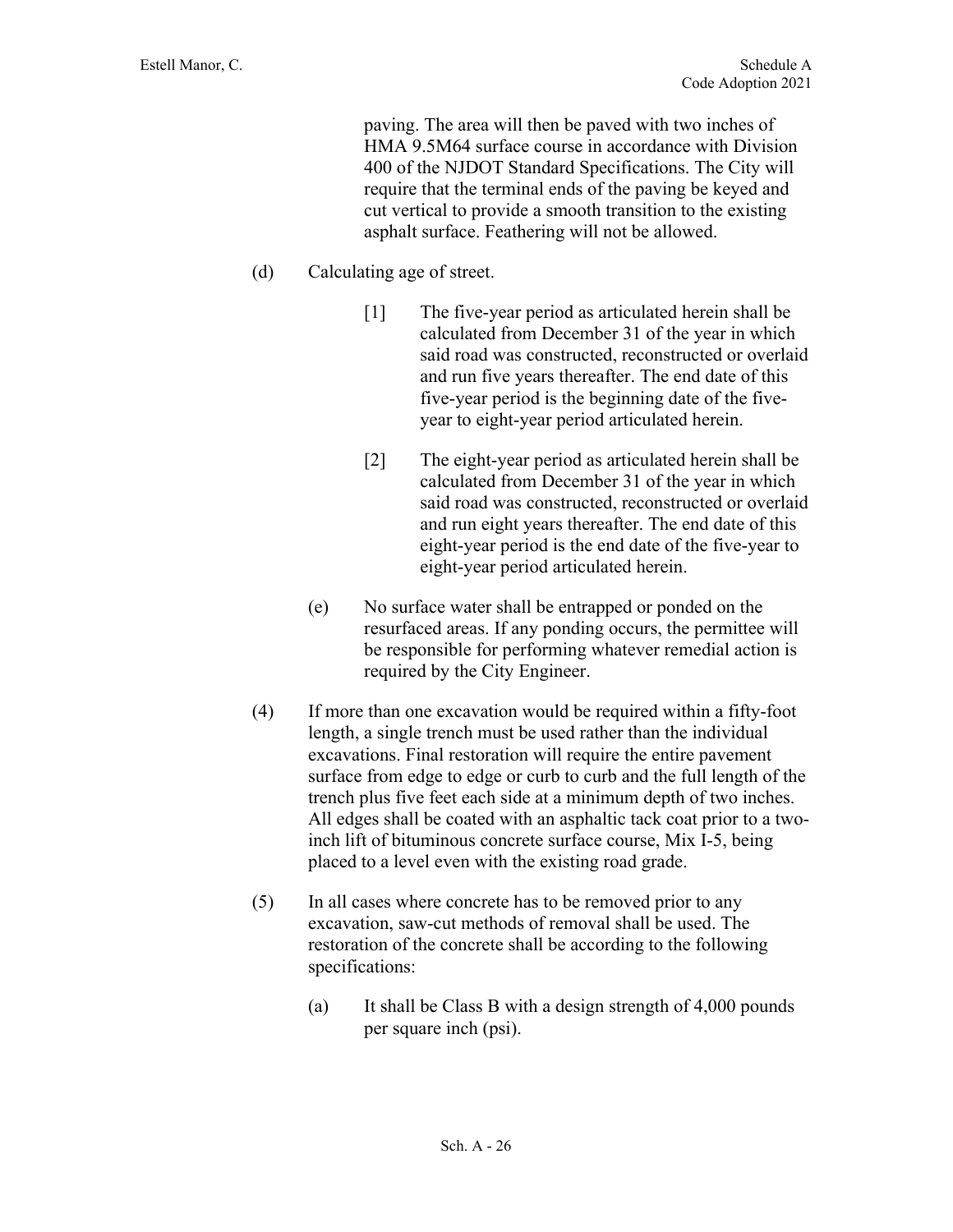paving. The area will then be paved with two inches of HMA 9.5M64 surface course in accordance with Division 400 of the NJDOT Standard Specifications. The City will require that the terminal ends of the paving be keyed and cut vertical to provide a smooth transition to the existing asphalt surface. Feathering will not be allowed.

(d) Calculating age of street.

[1] The five-year period as articulated herein shall be calculated from December 31 of the year in which said road was constructed, reconstructed or overlaid and run five years thereafter. The end date of this five-year period is the beginning date of the five-year to eight-year period articulated herein.

[2] The eight-year period as articulated herein shall be calculated from December 31 of the year in which said road was constructed, reconstructed or overlaid and run eight years thereafter. The end date of this eight-year period is the end date of the five-year to eight-year period articulated herein.

(e) No surface water shall be entrapped or ponded on the resurfaced areas. If any ponding occurs, the permittee will be responsible for performing whatever remedial action is required by the City Engineer.

(4) If more than one excavation would be required within a fifty-foot length, a single trench must be used rather than the individual excavations. Final restoration will require the entire pavement surface from edge to edge or curb to curb and the full length of the trench plus five feet each side at a minimum depth of two inches. All edges shall be coated with an asphaltic tack coat prior to a two-inch lift of bituminous concrete surface course, Mix I-5, being placed to a level even with the existing road grade.

(5) In all cases where concrete has to be removed prior to any excavation, saw-cut methods of removal shall be used. The restoration of the concrete shall be according to the following specifications:

(a) It shall be Class B with a design strength of 4,000 pounds per square inch (psi).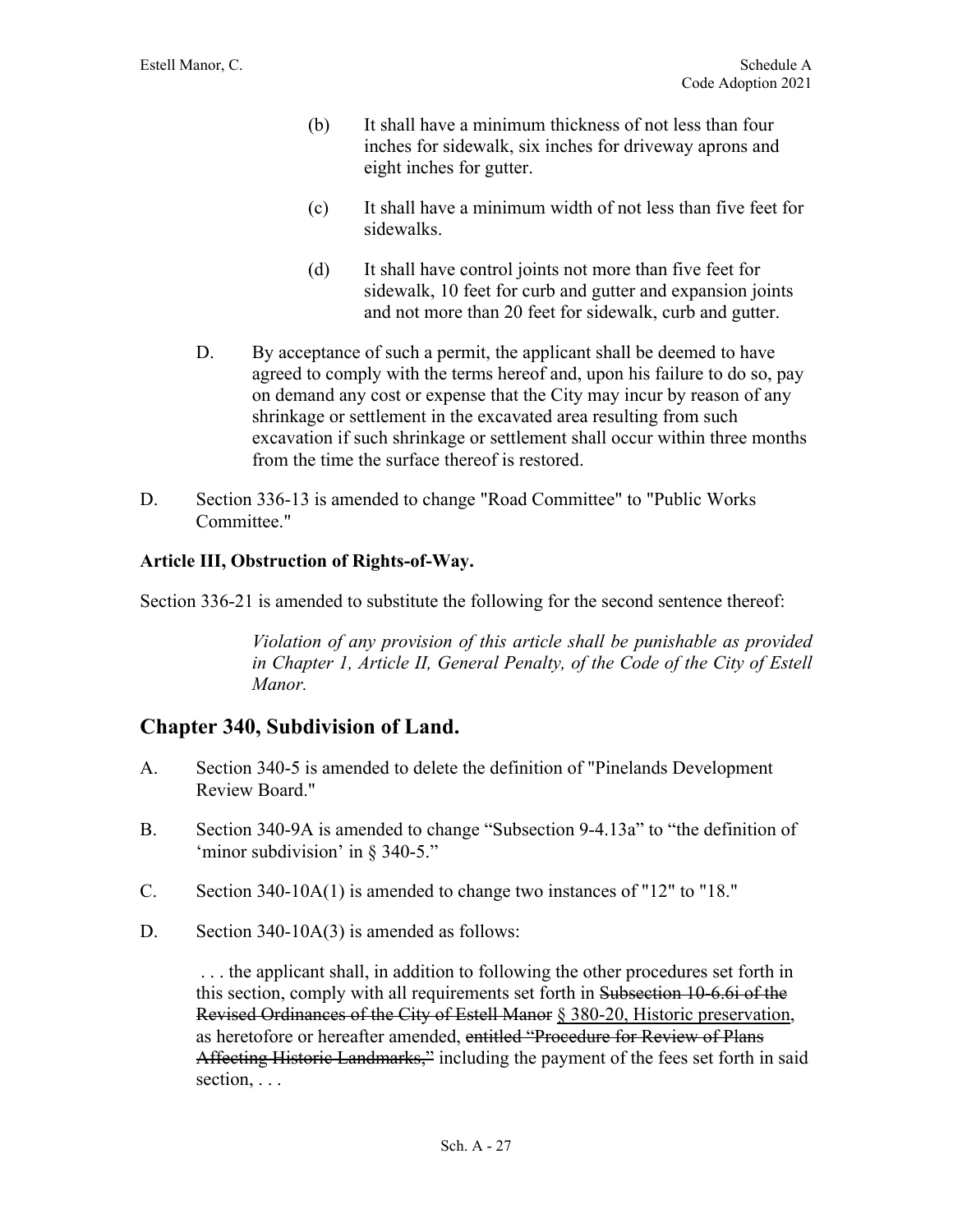(b) It shall have a minimum thickness of not less than four inches for sidewalk, six inches for driveway aprons and eight inches for gutter.

(c) It shall have a minimum width of not less than five feet for sidewalks.

(d) It shall have control joints not more than five feet for sidewalk, 10 feet for curb and gutter and expansion joints and not more than 20 feet for sidewalk, curb and gutter.

D. By acceptance of such a permit, the applicant shall be deemed to have agreed to comply with the terms hereof and, upon his failure to do so, pay on demand any cost or expense that the City may incur by reason of any shrinkage or settlement in the excavated area resulting from such excavation if such shrinkage or settlement shall occur within three months from the time the surface thereof is restored.

D. Section 336-13 is amended to change "Road Committee" to "Public Works Committee."

**Article III, Obstruction of Rights-of-Way.**

Section 336-21 is amended to substitute the following for the second sentence thereof:

> *Violation of any provision of this article shall be punishable as provided in Chapter 1, Article II, General Penalty, of the Code of the City of Estell Manor.*

## Chapter 340, Subdivision of Land.

A. Section 340-5 is amended to delete the definition of "Pinelands Development Review Board."

B. Section 340-9A is amended to change "Subsection 9-4.13a" to "the definition of 'minor subdivision' in § 340-5."

C. Section 340-10A(1) is amended to change two instances of "12" to "18."

D. Section 340-10A(3) is amended as follows:

> . . . the applicant shall, in addition to following the other procedures set forth in this section, comply with all requirements set forth in ~~Subsection 10-6.6i of the Revised Ordinances of the City of Estell Manor~~ <u>§ 380-20, Historic preservation</u>, as heretofore or hereafter amended, ~~entitled "Procedure for Review of Plans Affecting Historic Landmarks,"~~ including the payment of the fees set forth in said section, . . .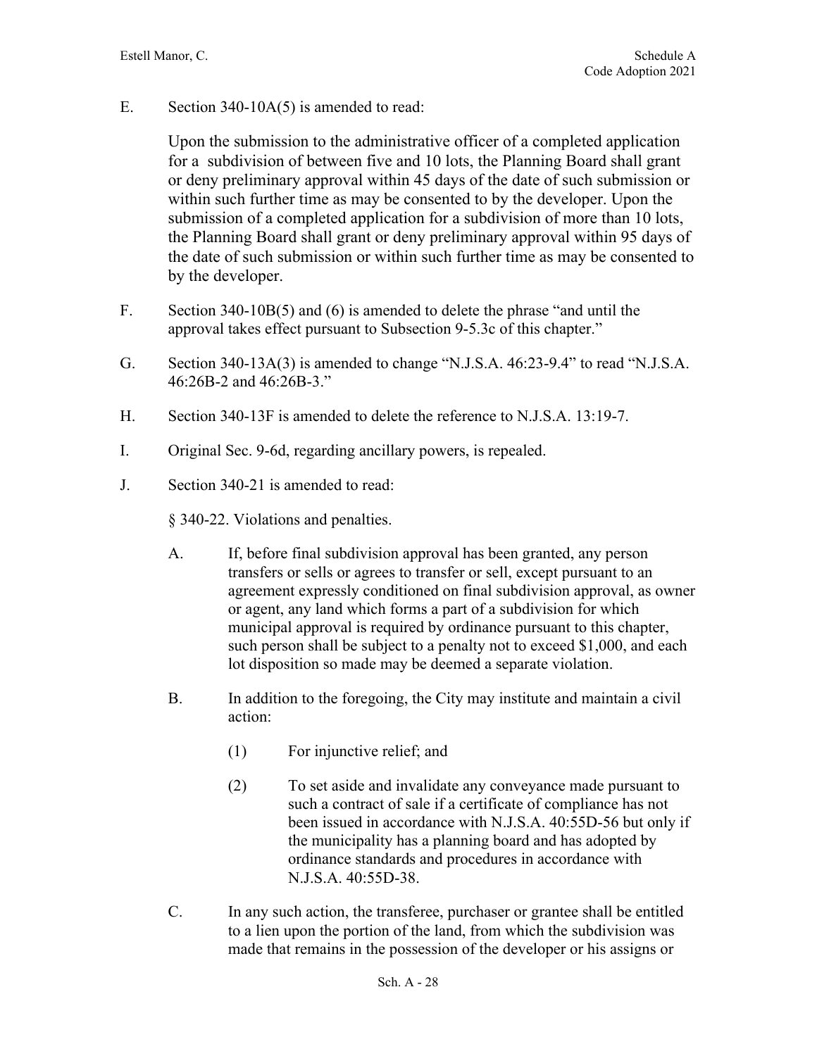E. Section 340-10A(5) is amended to read:

Upon the submission to the administrative officer of a completed application for a subdivision of between five and 10 lots, the Planning Board shall grant or deny preliminary approval within 45 days of the date of such submission or within such further time as may be consented to by the developer. Upon the submission of a completed application for a subdivision of more than 10 lots, the Planning Board shall grant or deny preliminary approval within 95 days of the date of such submission or within such further time as may be consented to by the developer.

F. Section 340-10B(5) and (6) is amended to delete the phrase "and until the approval takes effect pursuant to Subsection 9-5.3c of this chapter."

G. Section 340-13A(3) is amended to change "N.J.S.A. 46:23-9.4" to read "N.J.S.A. 46:26B-2 and 46:26B-3."

H. Section 340-13F is amended to delete the reference to N.J.S.A. 13:19-7.

I. Original Sec. 9-6d, regarding ancillary powers, is repealed.

J. Section 340-21 is amended to read:

§ 340-22. Violations and penalties.

A. If, before final subdivision approval has been granted, any person transfers or sells or agrees to transfer or sell, except pursuant to an agreement expressly conditioned on final subdivision approval, as owner or agent, any land which forms a part of a subdivision for which municipal approval is required by ordinance pursuant to this chapter, such person shall be subject to a penalty not to exceed $1,000, and each lot disposition so made may be deemed a separate violation.

B. In addition to the foregoing, the City may institute and maintain a civil action:

(1) For injunctive relief; and

(2) To set aside and invalidate any conveyance made pursuant to such a contract of sale if a certificate of compliance has not been issued in accordance with N.J.S.A. 40:55D-56 but only if the municipality has a planning board and has adopted by ordinance standards and procedures in accordance with N.J.S.A. 40:55D-38.

C. In any such action, the transferee, purchaser or grantee shall be entitled to a lien upon the portion of the land, from which the subdivision was made that remains in the possession of the developer or his assigns or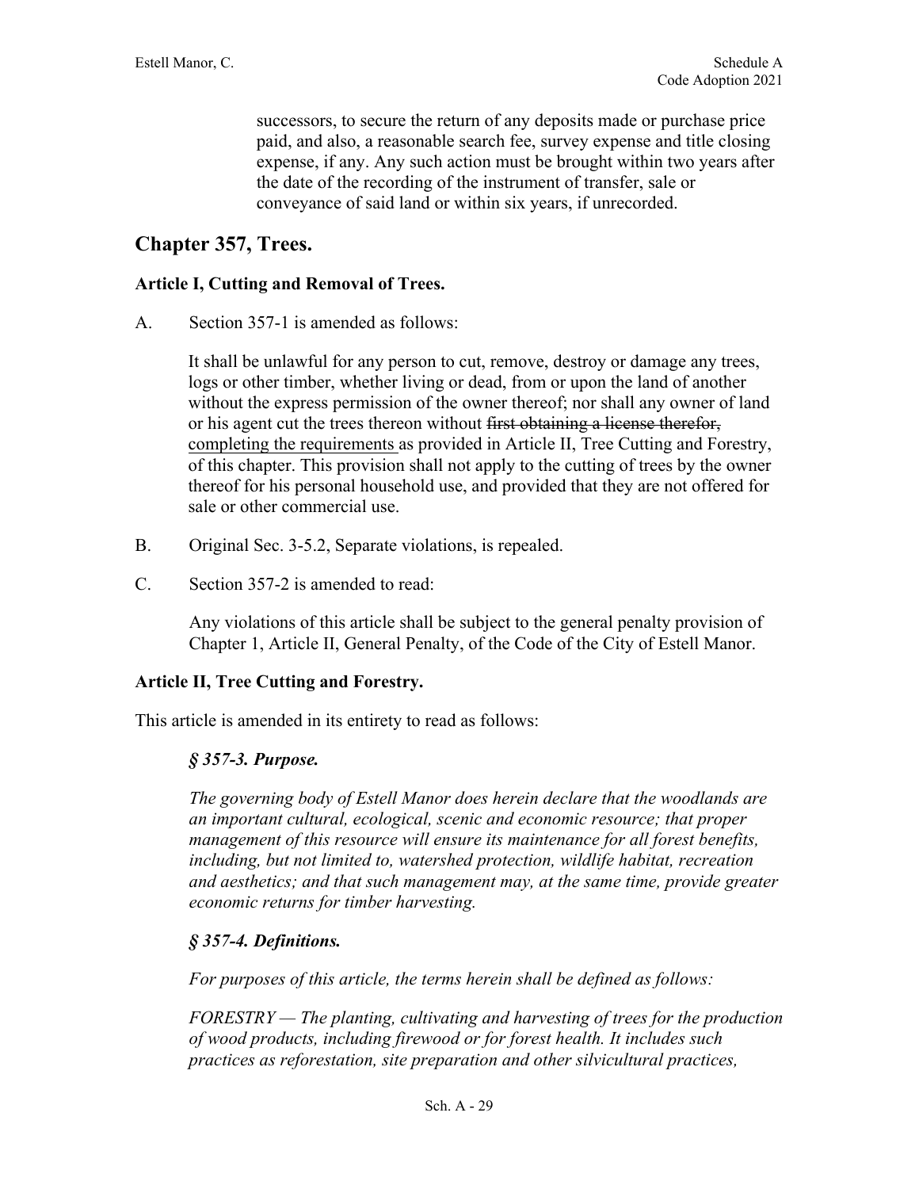successors, to secure the return of any deposits made or purchase price paid, and also, a reasonable search fee, survey expense and title closing expense, if any. Any such action must be brought within two years after the date of the recording of the instrument of transfer, sale or conveyance of said land or within six years, if unrecorded.

## Chapter 357, Trees.

### Article I, Cutting and Removal of Trees.

A. Section 357-1 is amended as follows:

It shall be unlawful for any person to cut, remove, destroy or damage any trees, logs or other timber, whether living or dead, from or upon the land of another without the express permission of the owner thereof; nor shall any owner of land or his agent cut the trees thereon without ~~first obtaining a license therefor,~~ <u>completing the requirements</u> as provided in Article II, Tree Cutting and Forestry, of this chapter. This provision shall not apply to the cutting of trees by the owner thereof for his personal household use, and provided that they are not offered for sale or other commercial use.

B. Original Sec. 3-5.2, Separate violations, is repealed.

C. Section 357-2 is amended to read:

Any violations of this article shall be subject to the general penalty provision of Chapter 1, Article II, General Penalty, of the Code of the City of Estell Manor.

### Article II, Tree Cutting and Forestry.

This article is amended in its entirety to read as follows:

***§ 357-3. Purpose.***

*The governing body of Estell Manor does herein declare that the woodlands are an important cultural, ecological, scenic and economic resource; that proper management of this resource will ensure its maintenance for all forest benefits, including, but not limited to, watershed protection, wildlife habitat, recreation and aesthetics; and that such management may, at the same time, provide greater economic returns for timber harvesting.*

***§ 357-4. Definitions.***

*For purposes of this article, the terms herein shall be defined as follows:*

*FORESTRY — The planting, cultivating and harvesting of trees for the production of wood products, including firewood or for forest health. It includes such practices as reforestation, site preparation and other silvicultural practices,*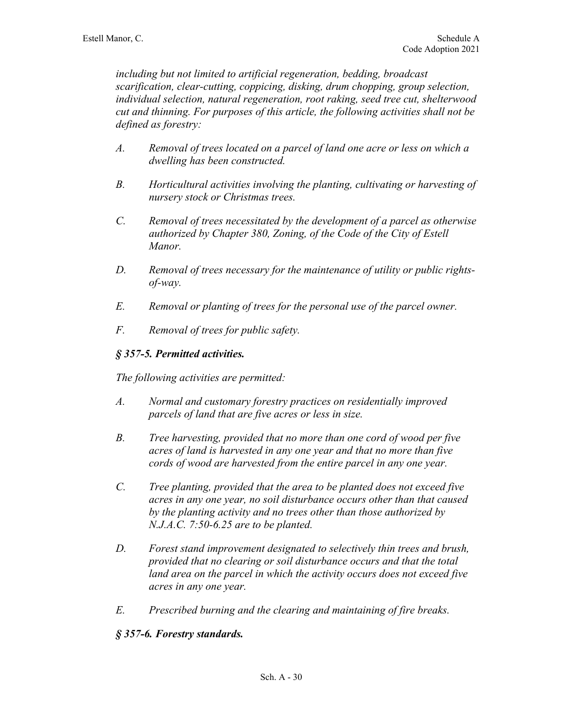*including but not limited to artificial regeneration, bedding, broadcast scarification, clear-cutting, coppicing, disking, drum chopping, group selection, individual selection, natural regeneration, root raking, seed tree cut, shelterwood cut and thinning. For purposes of this article, the following activities shall not be defined as forestry:*

*A. Removal of trees located on a parcel of land one acre or less on which a dwelling has been constructed.*

*B. Horticultural activities involving the planting, cultivating or harvesting of nursery stock or Christmas trees.*

*C. Removal of trees necessitated by the development of a parcel as otherwise authorized by Chapter 380, Zoning, of the Code of the City of Estell Manor.*

*D. Removal of trees necessary for the maintenance of utility or public rights-of-way.*

*E. Removal or planting of trees for the personal use of the parcel owner.*

*F. Removal of trees for public safety.*

### *§ 357-5. Permitted activities.*

*The following activities are permitted:*

*A. Normal and customary forestry practices on residentially improved parcels of land that are five acres or less in size.*

*B. Tree harvesting, provided that no more than one cord of wood per five acres of land is harvested in any one year and that no more than five cords of wood are harvested from the entire parcel in any one year.*

*C. Tree planting, provided that the area to be planted does not exceed five acres in any one year, no soil disturbance occurs other than that caused by the planting activity and no trees other than those authorized by N.J.A.C. 7:50-6.25 are to be planted.*

*D. Forest stand improvement designated to selectively thin trees and brush, provided that no clearing or soil disturbance occurs and that the total land area on the parcel in which the activity occurs does not exceed five acres in any one year.*

*E. Prescribed burning and the clearing and maintaining of fire breaks.*

### *§ 357-6. Forestry standards.*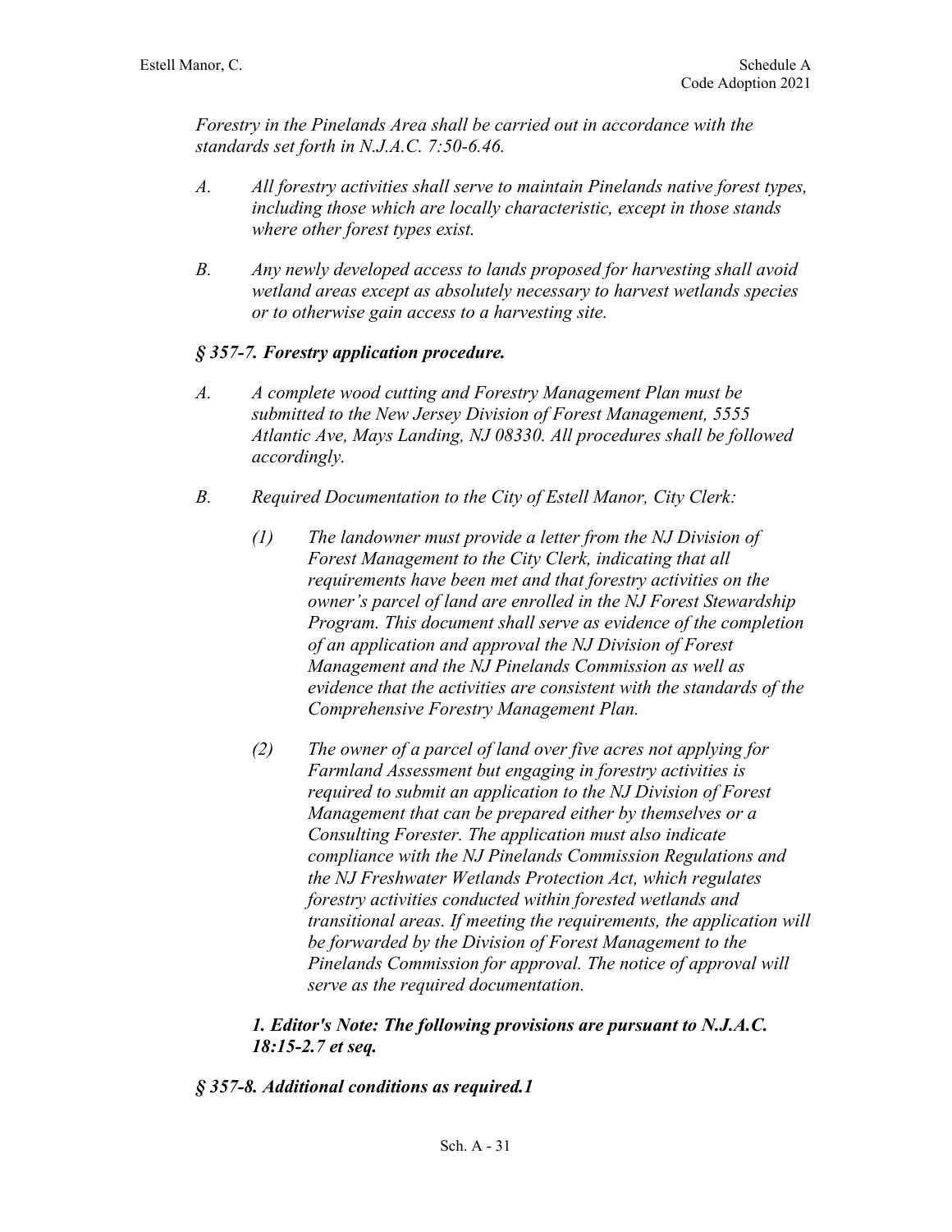*Forestry in the Pinelands Area shall be carried out in accordance with the standards set forth in N.J.A.C. 7:50-6.46.*

*A. All forestry activities shall serve to maintain Pinelands native forest types, including those which are locally characteristic, except in those stands where other forest types exist.*

*B. Any newly developed access to lands proposed for harvesting shall avoid wetland areas except as absolutely necessary to harvest wetlands species or to otherwise gain access to a harvesting site.*

### *§ 357-7. Forestry application procedure.*

*A. A complete wood cutting and Forestry Management Plan must be submitted to the New Jersey Division of Forest Management, 5555 Atlantic Ave, Mays Landing, NJ 08330. All procedures shall be followed accordingly.*

*B. Required Documentation to the City of Estell Manor, City Clerk:*

*(1) The landowner must provide a letter from the NJ Division of Forest Management to the City Clerk, indicating that all requirements have been met and that forestry activities on the owner's parcel of land are enrolled in the NJ Forest Stewardship Program. This document shall serve as evidence of the completion of an application and approval the NJ Division of Forest Management and the NJ Pinelands Commission as well as evidence that the activities are consistent with the standards of the Comprehensive Forestry Management Plan.*

*(2) The owner of a parcel of land over five acres not applying for Farmland Assessment but engaging in forestry activities is required to submit an application to the NJ Division of Forest Management that can be prepared either by themselves or a Consulting Forester. The application must also indicate compliance with the NJ Pinelands Commission Regulations and the NJ Freshwater Wetlands Protection Act, which regulates forestry activities conducted within forested wetlands and transitional areas. If meeting the requirements, the application will be forwarded by the Division of Forest Management to the Pinelands Commission for approval. The notice of approval will serve as the required documentation.*

***1. Editor's Note: The following provisions are pursuant to N.J.A.C. 18:15-2.7 et seq.***

### *§ 357-8. Additional conditions as required.1*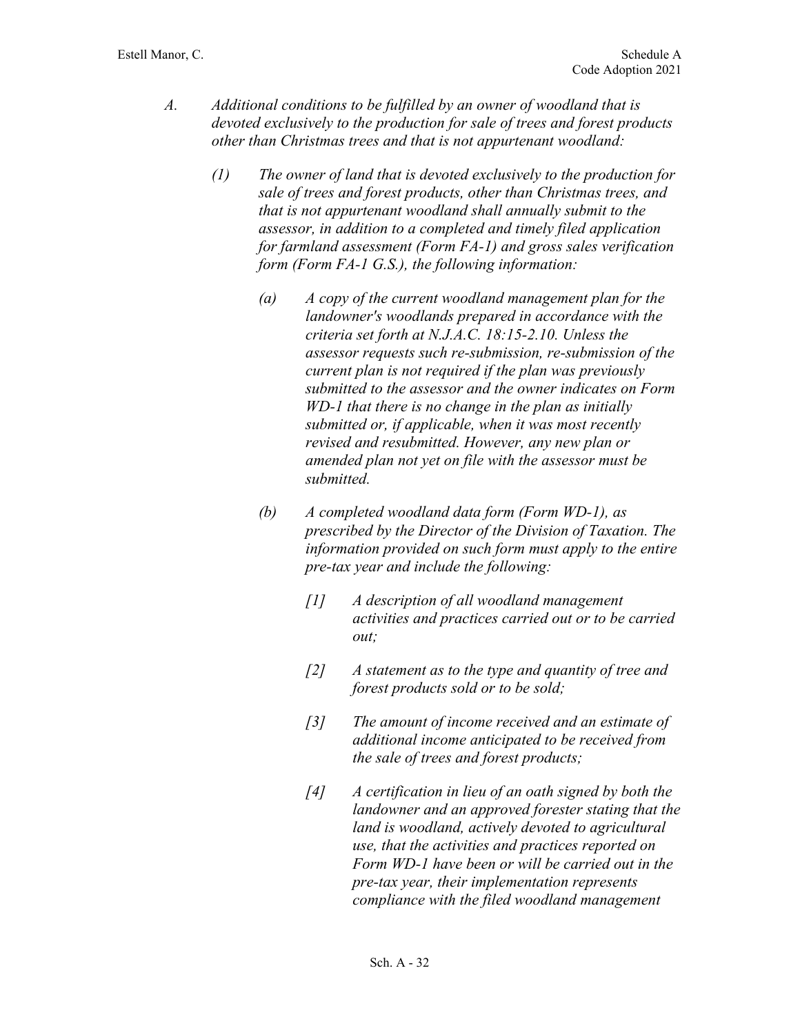*A. Additional conditions to be fulfilled by an owner of woodland that is devoted exclusively to the production for sale of trees and forest products other than Christmas trees and that is not appurtenant woodland:*

*(1) The owner of land that is devoted exclusively to the production for sale of trees and forest products, other than Christmas trees, and that is not appurtenant woodland shall annually submit to the assessor, in addition to a completed and timely filed application for farmland assessment (Form FA-1) and gross sales verification form (Form FA-1 G.S.), the following information:*

*(a) A copy of the current woodland management plan for the landowner's woodlands prepared in accordance with the criteria set forth at N.J.A.C. 18:15-2.10. Unless the assessor requests such re-submission, re-submission of the current plan is not required if the plan was previously submitted to the assessor and the owner indicates on Form WD-1 that there is no change in the plan as initially submitted or, if applicable, when it was most recently revised and resubmitted. However, any new plan or amended plan not yet on file with the assessor must be submitted.*

*(b) A completed woodland data form (Form WD-1), as prescribed by the Director of the Division of Taxation. The information provided on such form must apply to the entire pre-tax year and include the following:*

*[1] A description of all woodland management activities and practices carried out or to be carried out;*

*[2] A statement as to the type and quantity of tree and forest products sold or to be sold;*

*[3] The amount of income received and an estimate of additional income anticipated to be received from the sale of trees and forest products;*

*[4] A certification in lieu of an oath signed by both the landowner and an approved forester stating that the land is woodland, actively devoted to agricultural use, that the activities and practices reported on Form WD-1 have been or will be carried out in the pre-tax year, their implementation represents compliance with the filed woodland management*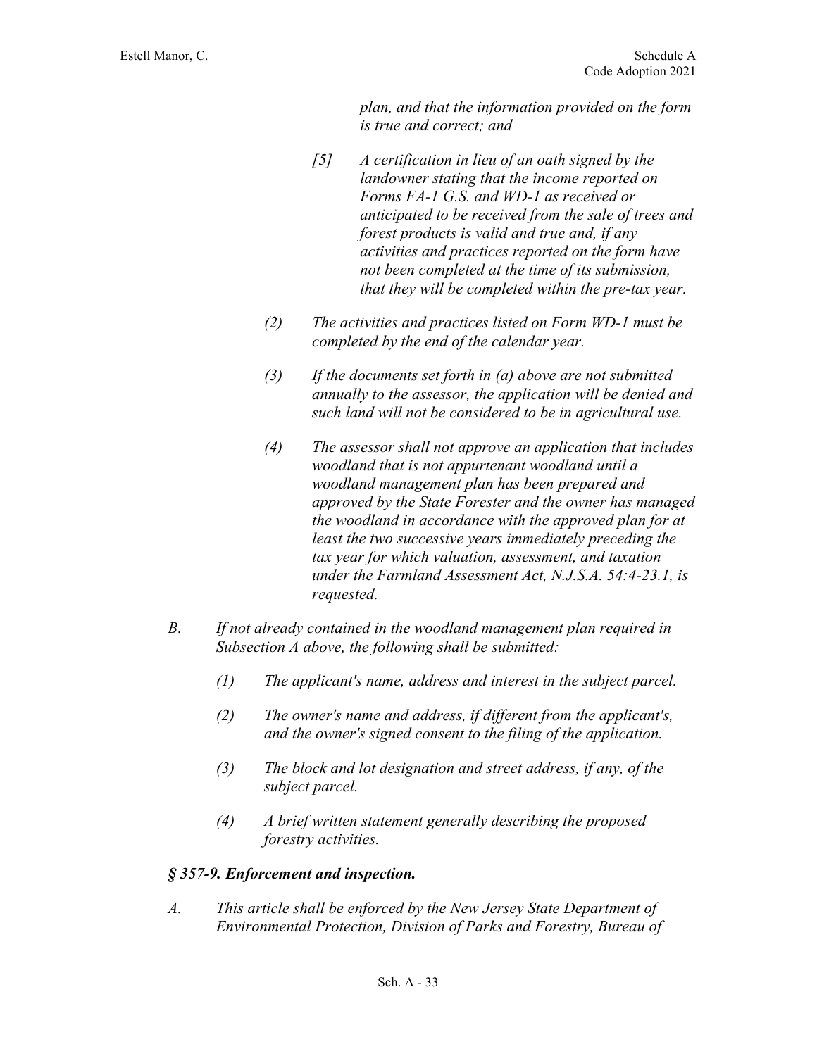*plan, and that the information provided on the form is true and correct; and*

*[5] A certification in lieu of an oath signed by the landowner stating that the income reported on Forms FA-1 G.S. and WD-1 as received or anticipated to be received from the sale of trees and forest products is valid and true and, if any activities and practices reported on the form have not been completed at the time of its submission, that they will be completed within the pre-tax year.*

*(2) The activities and practices listed on Form WD-1 must be completed by the end of the calendar year.*

*(3) If the documents set forth in (a) above are not submitted annually to the assessor, the application will be denied and such land will not be considered to be in agricultural use.*

*(4) The assessor shall not approve an application that includes woodland that is not appurtenant woodland until a woodland management plan has been prepared and approved by the State Forester and the owner has managed the woodland in accordance with the approved plan for at least the two successive years immediately preceding the tax year for which valuation, assessment, and taxation under the Farmland Assessment Act, N.J.S.A. 54:4-23.1, is requested.*

*B. If not already contained in the woodland management plan required in Subsection A above, the following shall be submitted:*

*(1) The applicant's name, address and interest in the subject parcel.*

*(2) The owner's name and address, if different from the applicant's, and the owner's signed consent to the filing of the application.*

*(3) The block and lot designation and street address, if any, of the subject parcel.*

*(4) A brief written statement generally describing the proposed forestry activities.*

### *§ 357-9. Enforcement and inspection.*

*A. This article shall be enforced by the New Jersey State Department of Environmental Protection, Division of Parks and Forestry, Bureau of*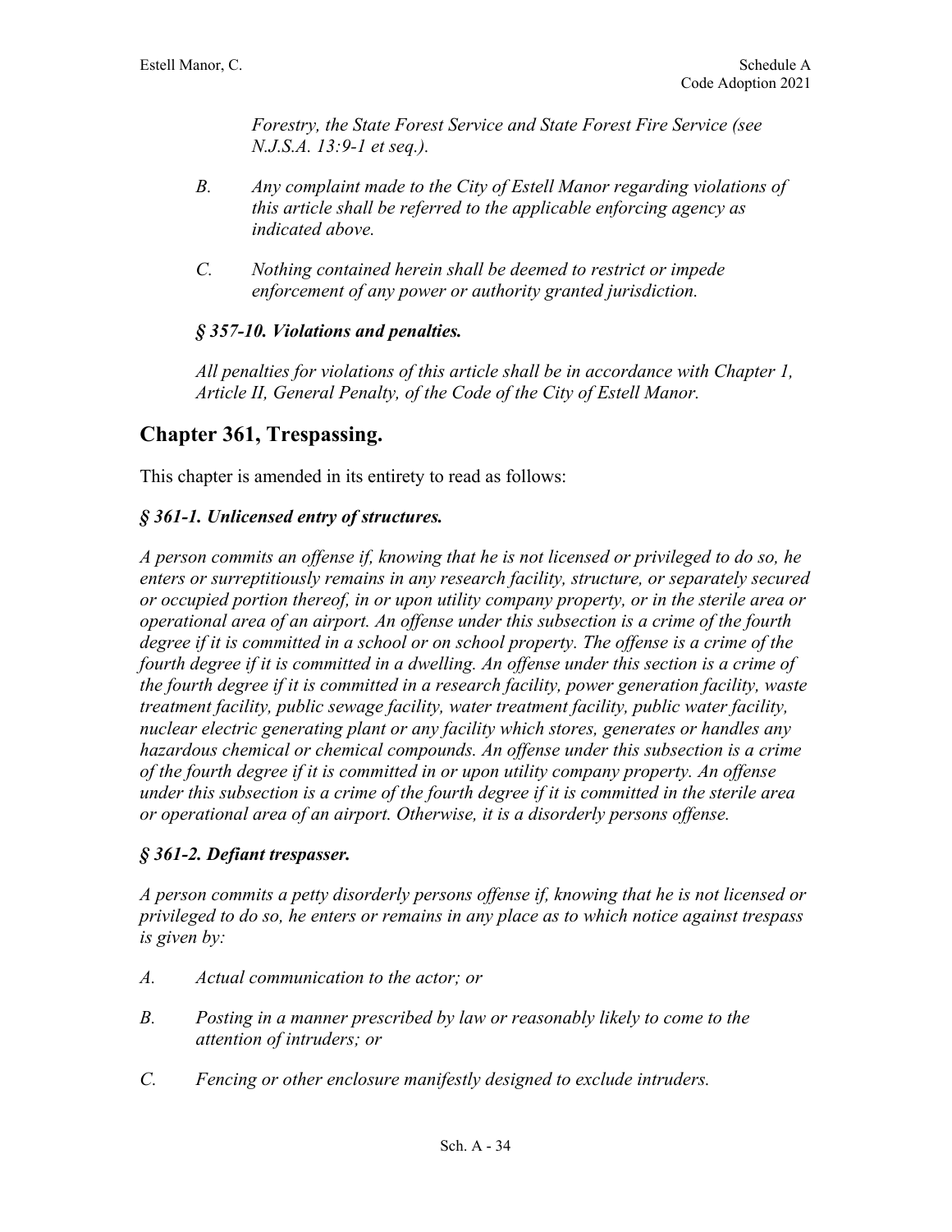*Forestry, the State Forest Service and State Forest Fire Service (see N.J.S.A. 13:9-1 et seq.).*

*B. Any complaint made to the City of Estell Manor regarding violations of this article shall be referred to the applicable enforcing agency as indicated above.*

*C. Nothing contained herein shall be deemed to restrict or impede enforcement of any power or authority granted jurisdiction.*

***§ 357-10. Violations and penalties.***

*All penalties for violations of this article shall be in accordance with Chapter 1, Article II, General Penalty, of the Code of the City of Estell Manor.*

## Chapter 361, Trespassing.

This chapter is amended in its entirety to read as follows:

***§ 361-1. Unlicensed entry of structures.***

*A person commits an offense if, knowing that he is not licensed or privileged to do so, he enters or surreptitiously remains in any research facility, structure, or separately secured or occupied portion thereof, in or upon utility company property, or in the sterile area or operational area of an airport. An offense under this subsection is a crime of the fourth degree if it is committed in a school or on school property. The offense is a crime of the fourth degree if it is committed in a dwelling. An offense under this section is a crime of the fourth degree if it is committed in a research facility, power generation facility, waste treatment facility, public sewage facility, water treatment facility, public water facility, nuclear electric generating plant or any facility which stores, generates or handles any hazardous chemical or chemical compounds. An offense under this subsection is a crime of the fourth degree if it is committed in or upon utility company property. An offense under this subsection is a crime of the fourth degree if it is committed in the sterile area or operational area of an airport. Otherwise, it is a disorderly persons offense.*

***§ 361-2. Defiant trespasser.***

*A person commits a petty disorderly persons offense if, knowing that he is not licensed or privileged to do so, he enters or remains in any place as to which notice against trespass is given by:*

*A. Actual communication to the actor; or*

*B. Posting in a manner prescribed by law or reasonably likely to come to the attention of intruders; or*

*C. Fencing or other enclosure manifestly designed to exclude intruders.*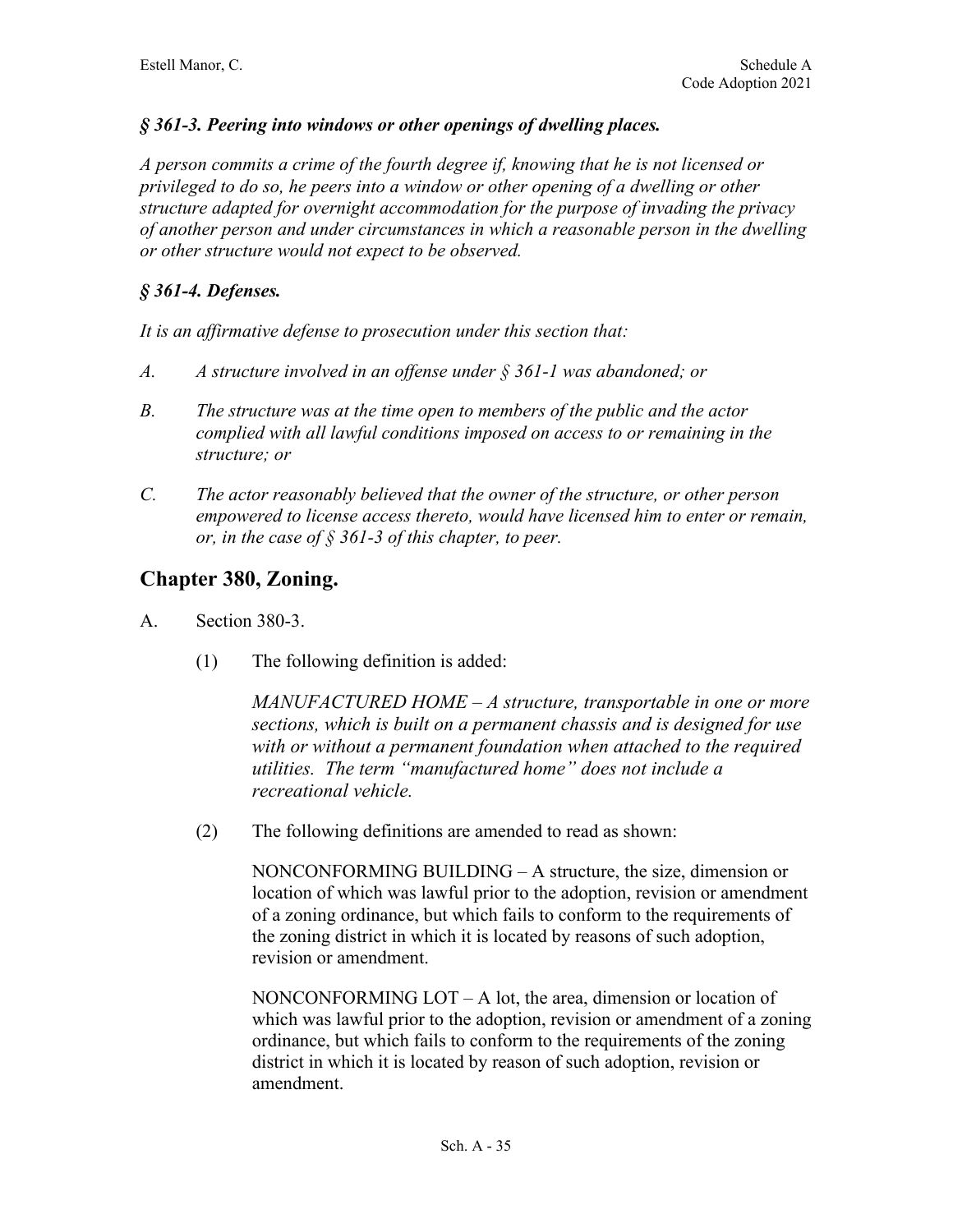***§ 361-3. Peering into windows or other openings of dwelling places.***

*A person commits a crime of the fourth degree if, knowing that he is not licensed or privileged to do so, he peers into a window or other opening of a dwelling or other structure adapted for overnight accommodation for the purpose of invading the privacy of another person and under circumstances in which a reasonable person in the dwelling or other structure would not expect to be observed.*

***§ 361-4. Defenses.***

*It is an affirmative defense to prosecution under this section that:*

*A. A structure involved in an offense under § 361-1 was abandoned; or*

*B. The structure was at the time open to members of the public and the actor complied with all lawful conditions imposed on access to or remaining in the structure; or*

*C. The actor reasonably believed that the owner of the structure, or other person empowered to license access thereto, would have licensed him to enter or remain, or, in the case of § 361-3 of this chapter, to peer.*

## Chapter 380, Zoning.

A. Section 380-3.

(1) The following definition is added:

*MANUFACTURED HOME – A structure, transportable in one or more sections, which is built on a permanent chassis and is designed for use with or without a permanent foundation when attached to the required utilities. The term "manufactured home" does not include a recreational vehicle.*

(2) The following definitions are amended to read as shown:

NONCONFORMING BUILDING – A structure, the size, dimension or location of which was lawful prior to the adoption, revision or amendment of a zoning ordinance, but which fails to conform to the requirements of the zoning district in which it is located by reasons of such adoption, revision or amendment.

NONCONFORMING LOT – A lot, the area, dimension or location of which was lawful prior to the adoption, revision or amendment of a zoning ordinance, but which fails to conform to the requirements of the zoning district in which it is located by reason of such adoption, revision or amendment.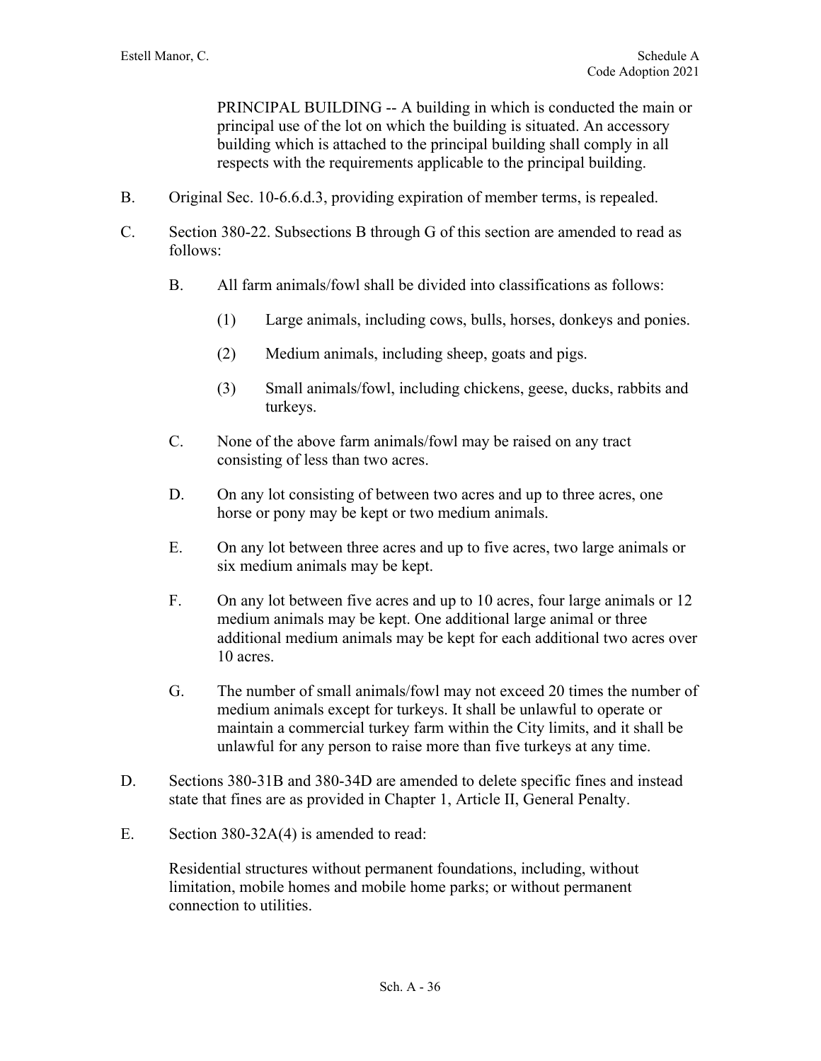PRINCIPAL BUILDING -- A building in which is conducted the main or principal use of the lot on which the building is situated. An accessory building which is attached to the principal building shall comply in all respects with the requirements applicable to the principal building.

B. Original Sec. 10-6.6.d.3, providing expiration of member terms, is repealed.

C. Section 380-22. Subsections B through G of this section are amended to read as follows:

   B. All farm animals/fowl shall be divided into classifications as follows:

      (1) Large animals, including cows, bulls, horses, donkeys and ponies.

      (2) Medium animals, including sheep, goats and pigs.

      (3) Small animals/fowl, including chickens, geese, ducks, rabbits and turkeys.

   C. None of the above farm animals/fowl may be raised on any tract consisting of less than two acres.

   D. On any lot consisting of between two acres and up to three acres, one horse or pony may be kept or two medium animals.

   E. On any lot between three acres and up to five acres, two large animals or six medium animals may be kept.

   F. On any lot between five acres and up to 10 acres, four large animals or 12 medium animals may be kept. One additional large animal or three additional medium animals may be kept for each additional two acres over 10 acres.

   G. The number of small animals/fowl may not exceed 20 times the number of medium animals except for turkeys. It shall be unlawful to operate or maintain a commercial turkey farm within the City limits, and it shall be unlawful for any person to raise more than five turkeys at any time.

D. Sections 380-31B and 380-34D are amended to delete specific fines and instead state that fines are as provided in Chapter 1, Article II, General Penalty.

E. Section 380-32A(4) is amended to read:

Residential structures without permanent foundations, including, without limitation, mobile homes and mobile home parks; or without permanent connection to utilities.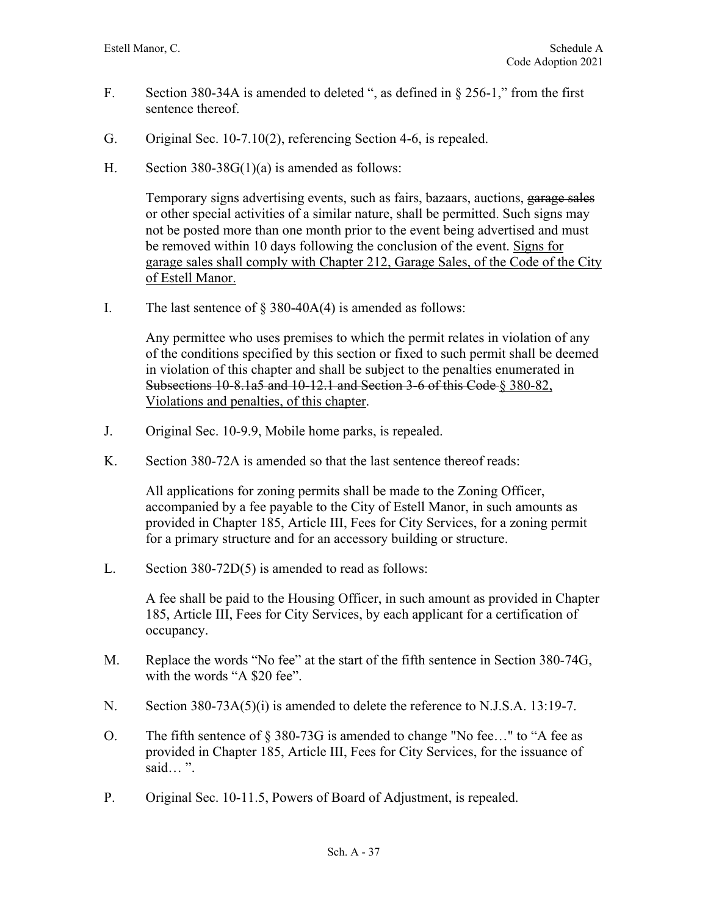F. Section 380-34A is amended to deleted ", as defined in § 256-1," from the first sentence thereof.

G. Original Sec. 10-7.10(2), referencing Section 4-6, is repealed.

H. Section 380-38G(1)(a) is amended as follows:

> Temporary signs advertising events, such as fairs, bazaars, auctions, ~~garage sales~~ or other special activities of a similar nature, shall be permitted. Such signs may not be posted more than one month prior to the event being advertised and must be removed within 10 days following the conclusion of the event. <u>Signs for garage sales shall comply with Chapter 212, Garage Sales, of the Code of the City of Estell Manor.</u>

I. The last sentence of § 380-40A(4) is amended as follows:

> Any permittee who uses premises to which the permit relates in violation of any of the conditions specified by this section or fixed to such permit shall be deemed in violation of this chapter and shall be subject to the penalties enumerated in ~~Subsections 10-8.1a5 and 10-12.1 and Section 3-6 of this Code~~ <u>§ 380-82, Violations and penalties, of this chapter</u>.

J. Original Sec. 10-9.9, Mobile home parks, is repealed.

K. Section 380-72A is amended so that the last sentence thereof reads:

> All applications for zoning permits shall be made to the Zoning Officer, accompanied by a fee payable to the City of Estell Manor, in such amounts as provided in Chapter 185, Article III, Fees for City Services, for a zoning permit for a primary structure and for an accessory building or structure.

L. Section 380-72D(5) is amended to read as follows:

> A fee shall be paid to the Housing Officer, in such amount as provided in Chapter 185, Article III, Fees for City Services, by each applicant for a certification of occupancy.

M. Replace the words "No fee" at the start of the fifth sentence in Section 380-74G, with the words "A $20 fee".

N. Section 380-73A(5)(i) is amended to delete the reference to N.J.S.A. 13:19-7.

O. The fifth sentence of § 380-73G is amended to change "No fee…" to "A fee as provided in Chapter 185, Article III, Fees for City Services, for the issuance of said… ".

P. Original Sec. 10-11.5, Powers of Board of Adjustment, is repealed.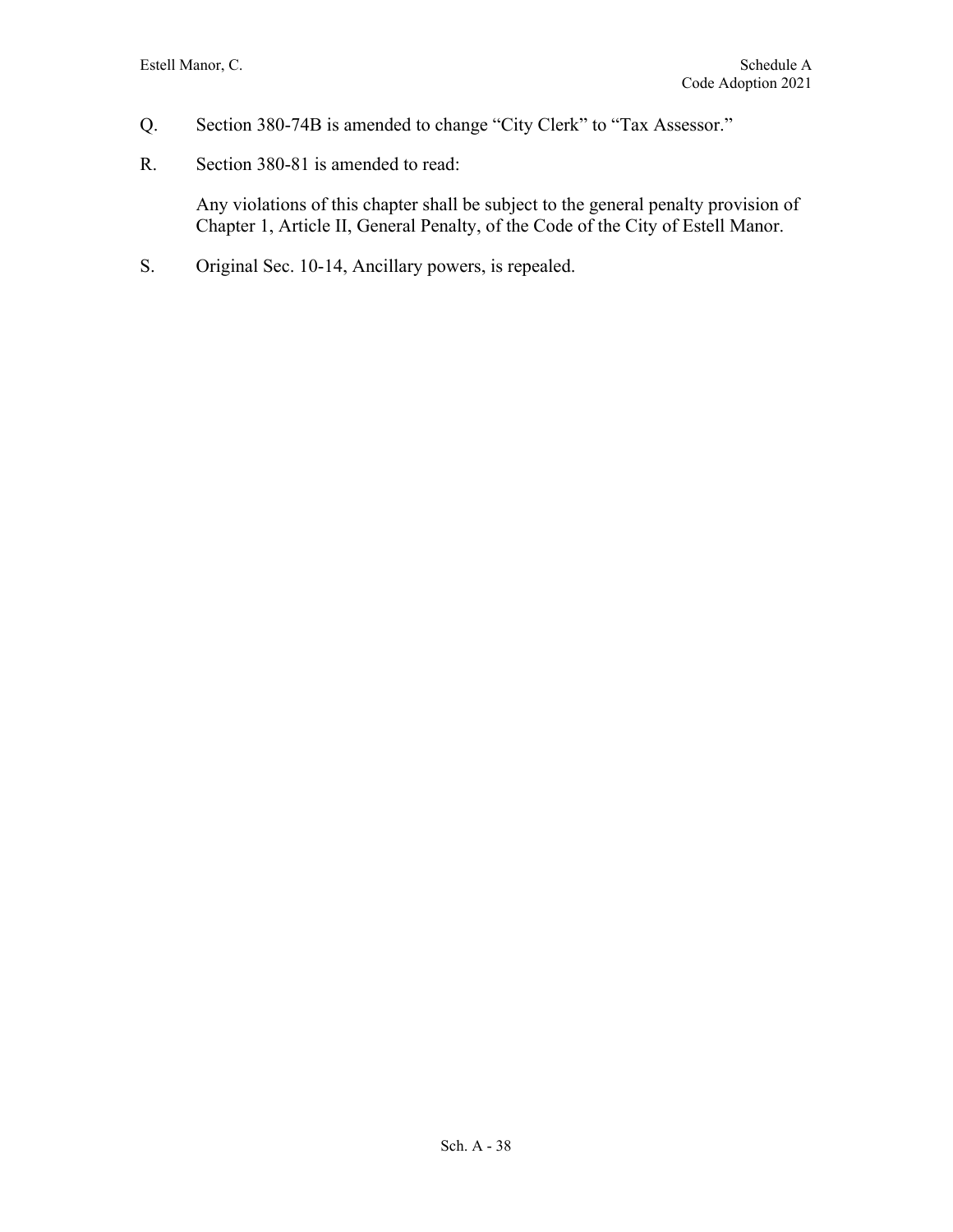Q. Section 380-74B is amended to change “City Clerk” to “Tax Assessor.”

R. Section 380-81 is amended to read:

Any violations of this chapter shall be subject to the general penalty provision of Chapter 1, Article II, General Penalty, of the Code of the City of Estell Manor.

S. Original Sec. 10-14, Ancillary powers, is repealed.